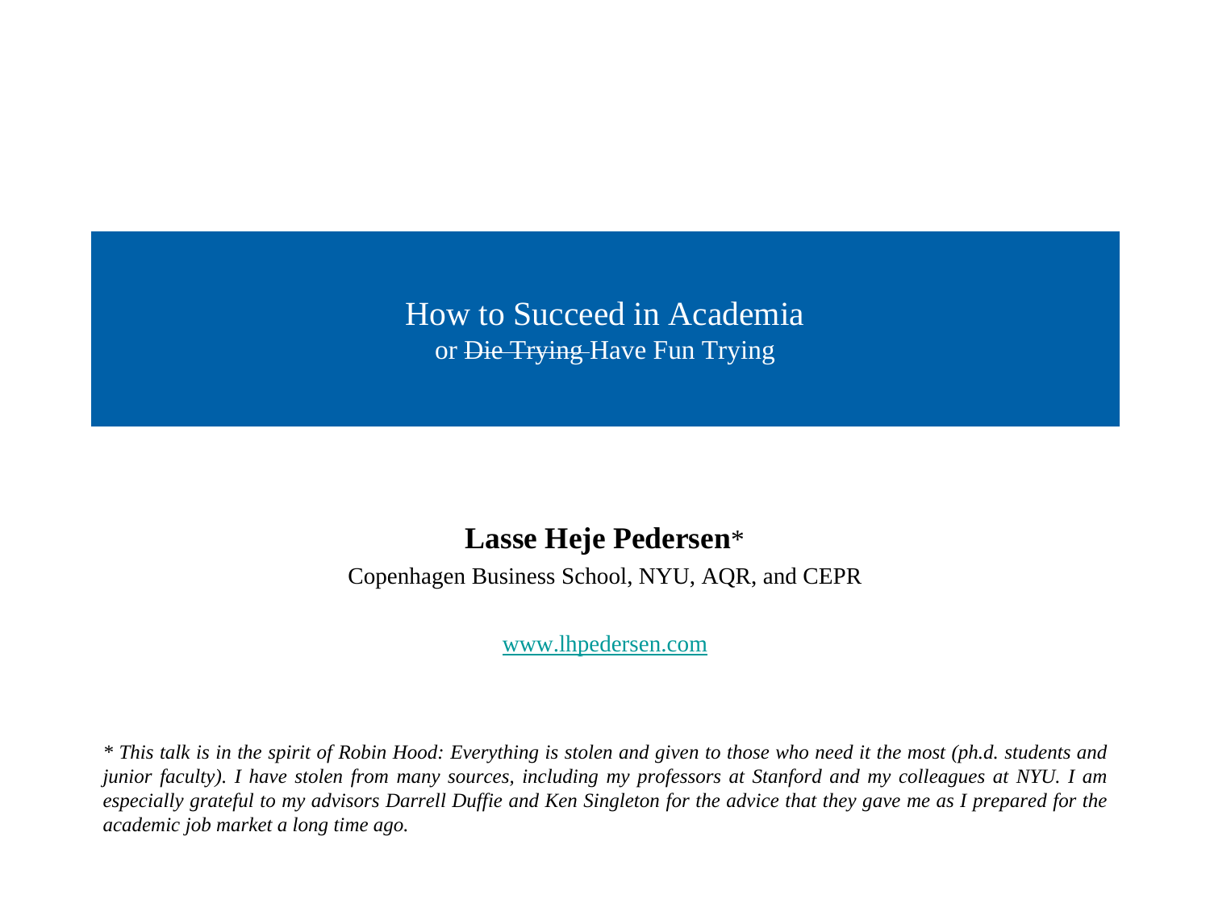# How to Succeed in Academia

## or ~~Die Trying~~ Have Fun Trying

**Lasse Heje Pedersen***

Copenhagen Business School, NYU, AQR, and CEPR

www.lhpedersen.com

*\* This talk is in the spirit of Robin Hood: Everything is stolen and given to those who need it the most (ph.d. students and junior faculty). I have stolen from many sources, including my professors at Stanford and my colleagues at NYU. I am especially grateful to my advisors Darrell Duffie and Ken Singleton for the advice that they gave me as I prepared for the academic job market a long time ago.*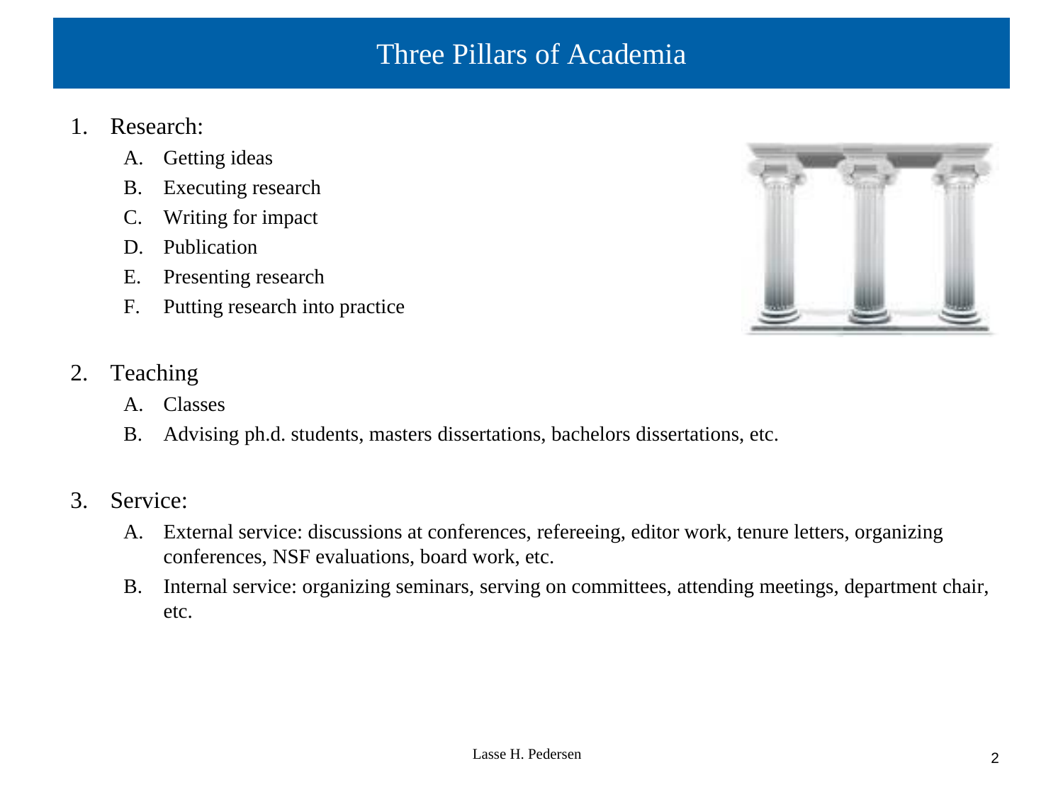# Three Pillars of Academia

1. Research:
   A. Getting ideas
   B. Executing research
   C. Writing for impact
   D. Publication
   E. Presenting research
   F. Putting research into practice

2. Teaching
   A. Classes
   B. Advising ph.d. students, masters dissertations, bachelors dissertations, etc.

3. Service:
   A. External service: discussions at conferences, refereeing, editor work, tenure letters, organizing conferences, NSF evaluations, board work, etc.
   B. Internal service: organizing seminars, serving on committees, attending meetings, department chair, etc.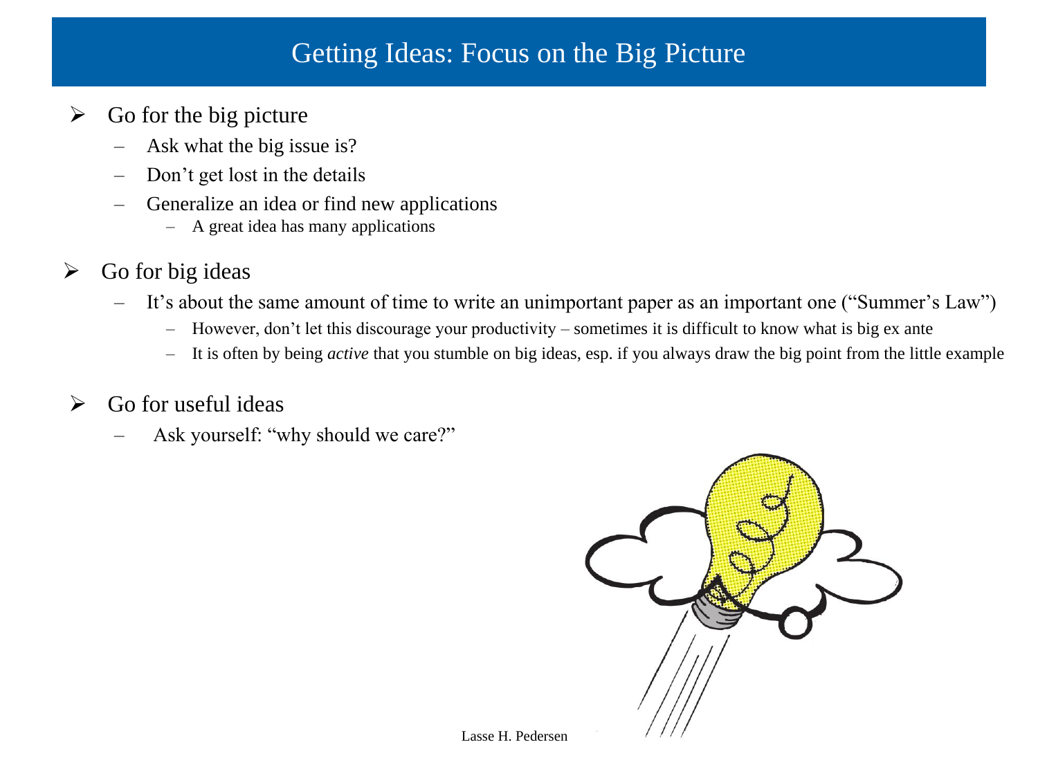# Getting Ideas: Focus on the Big Picture

- Go for the big picture
  - Ask what the big issue is?
  - Don't get lost in the details
  - Generalize an idea or find new applications
    - A great idea has many applications
- Go for big ideas
  - It's about the same amount of time to write an unimportant paper as an important one ("Summer's Law")
    - However, don't let this discourage your productivity – sometimes it is difficult to know what is big ex ante
    - It is often by being *active* that you stumble on big ideas, esp. if you always draw the big point from the little example
- Go for useful ideas
  - Ask yourself: "why should we care?"

Lasse H. Pedersen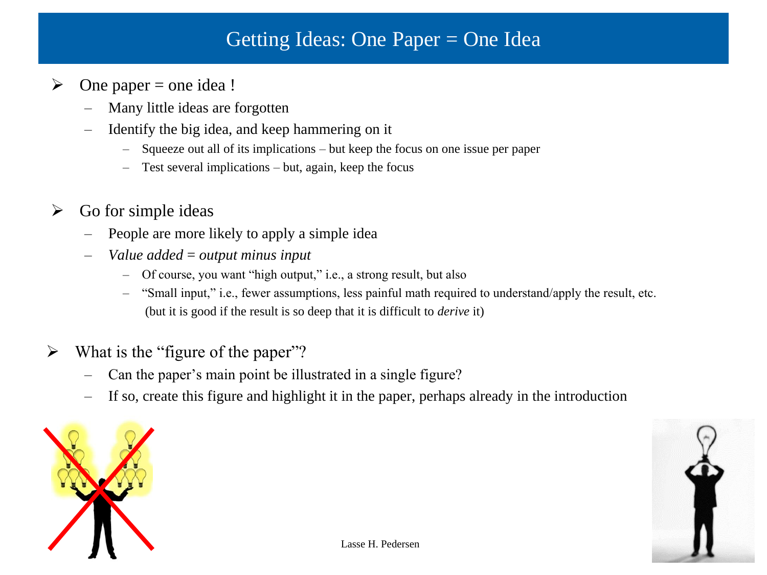# Getting Ideas: One Paper = One Idea

- One paper = one idea !
  - Many little ideas are forgotten
  - Identify the big idea, and keep hammering on it
    - Squeeze out all of its implications – but keep the focus on one issue per paper
    - Test several implications – but, again, keep the focus

- Go for simple ideas
  - People are more likely to apply a simple idea
  - *Value added* = *output minus input*
    - Of course, you want "high output," i.e., a strong result, but also
    - "Small input," i.e., fewer assumptions, less painful math required to understand/apply the result, etc. (but it is good if the result is so deep that it is difficult to *derive* it)

- What is the "figure of the paper"?
  - Can the paper's main point be illustrated in a single figure?
  - If so, create this figure and highlight it in the paper, perhaps already in the introduction

Lasse H. Pedersen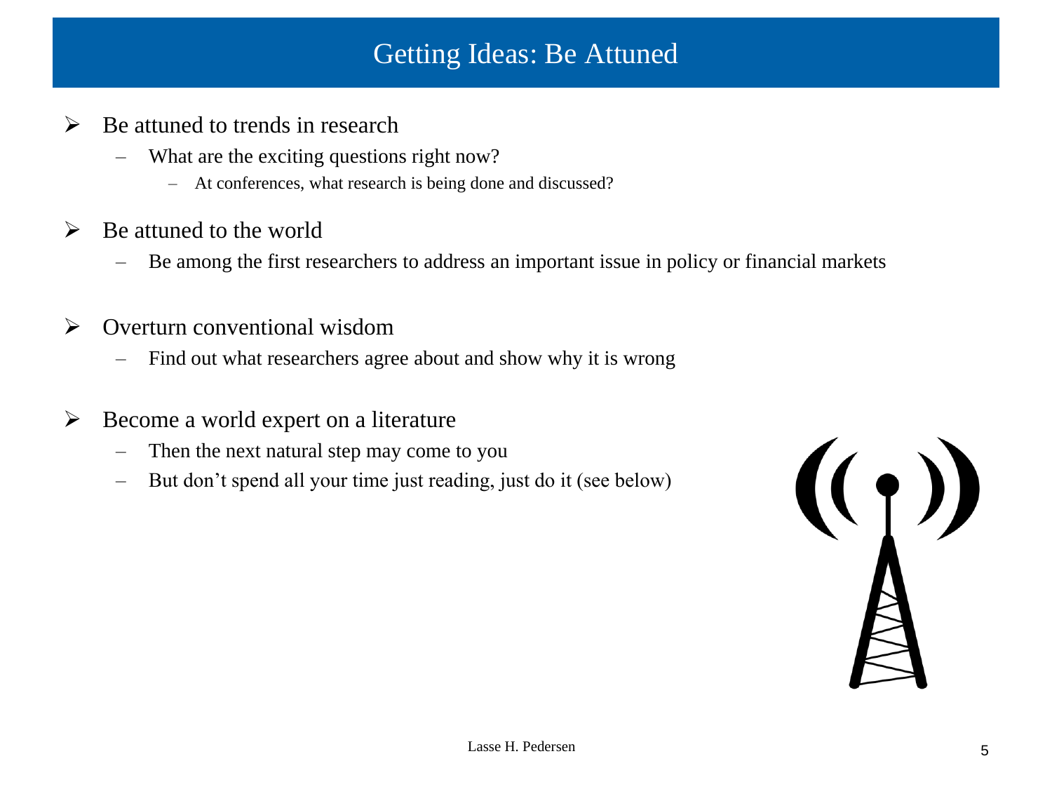# Getting Ideas: Be Attuned

- Be attuned to trends in research
  - What are the exciting questions right now?
    - At conferences, what research is being done and discussed?

- Be attuned to the world
  - Be among the first researchers to address an important issue in policy or financial markets

- Overturn conventional wisdom
  - Find out what researchers agree about and show why it is wrong

- Become a world expert on a literature
  - Then the next natural step may come to you
  - But don't spend all your time just reading, just do it (see below)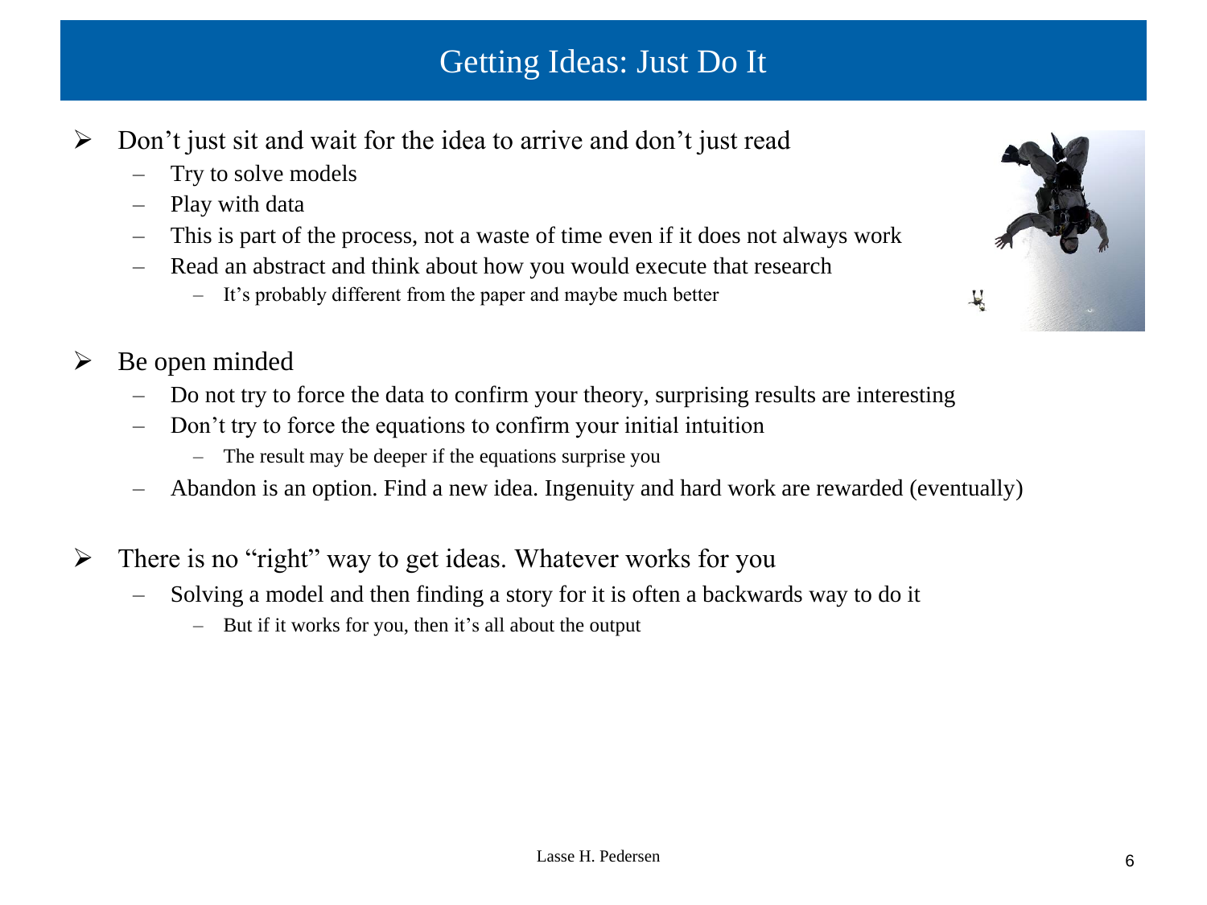# Getting Ideas: Just Do It

- Don't just sit and wait for the idea to arrive and don't just read
  - Try to solve models
  - Play with data
  - This is part of the process, not a waste of time even if it does not always work
  - Read an abstract and think about how you would execute that research
    - It's probably different from the paper and maybe much better

- Be open minded
  - Do not try to force the data to confirm your theory, surprising results are interesting
  - Don't try to force the equations to confirm your initial intuition
    - The result may be deeper if the equations surprise you
  - Abandon is an option. Find a new idea. Ingenuity and hard work are rewarded (eventually)

- There is no "right" way to get ideas. Whatever works for you
  - Solving a model and then finding a story for it is often a backwards way to do it
    - But if it works for you, then it's all about the output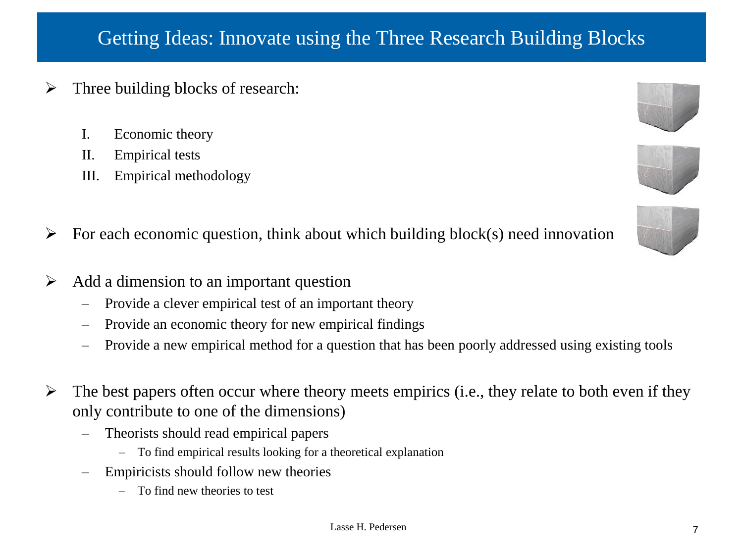# Getting Ideas: Innovate using the Three Research Building Blocks

- Three building blocks of research:
  - I. Economic theory
  - II. Empirical tests
  - III. Empirical methodology

- For each economic question, think about which building block(s) need innovation

- Add a dimension to an important question
  - Provide a clever empirical test of an important theory
  - Provide an economic theory for new empirical findings
  - Provide a new empirical method for a question that has been poorly addressed using existing tools

- The best papers often occur where theory meets empirics (i.e., they relate to both even if they only contribute to one of the dimensions)
  - Theorists should read empirical papers
    - To find empirical results looking for a theoretical explanation
  - Empiricists should follow new theories
    - To find new theories to test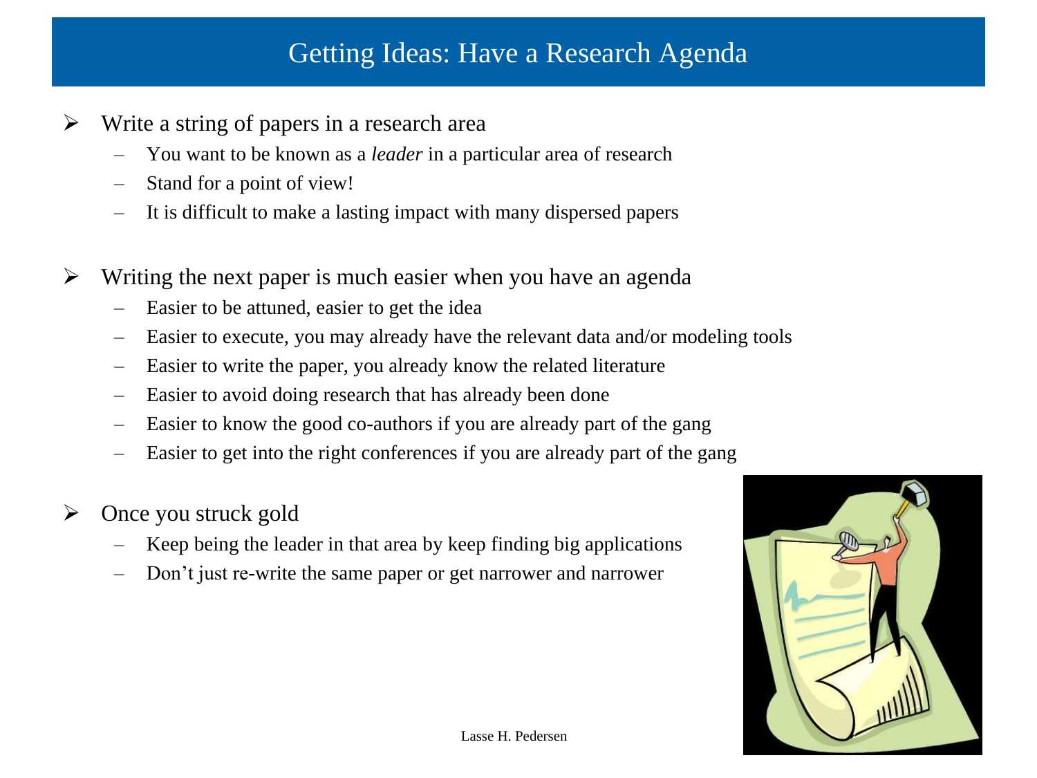# Getting Ideas: Have a Research Agenda

- Write a string of papers in a research area
  - You want to be known as a *leader* in a particular area of research
  - Stand for a point of view!
  - It is difficult to make a lasting impact with many dispersed papers

- Writing the next paper is much easier when you have an agenda
  - Easier to be attuned, easier to get the idea
  - Easier to execute, you may already have the relevant data and/or modeling tools
  - Easier to write the paper, you already know the related literature
  - Easier to avoid doing research that has already been done
  - Easier to know the good co-authors if you are already part of the gang
  - Easier to get into the right conferences if you are already part of the gang

- Once you struck gold
  - Keep being the leader in that area by keep finding big applications
  - Don't just re-write the same paper or get narrower and narrower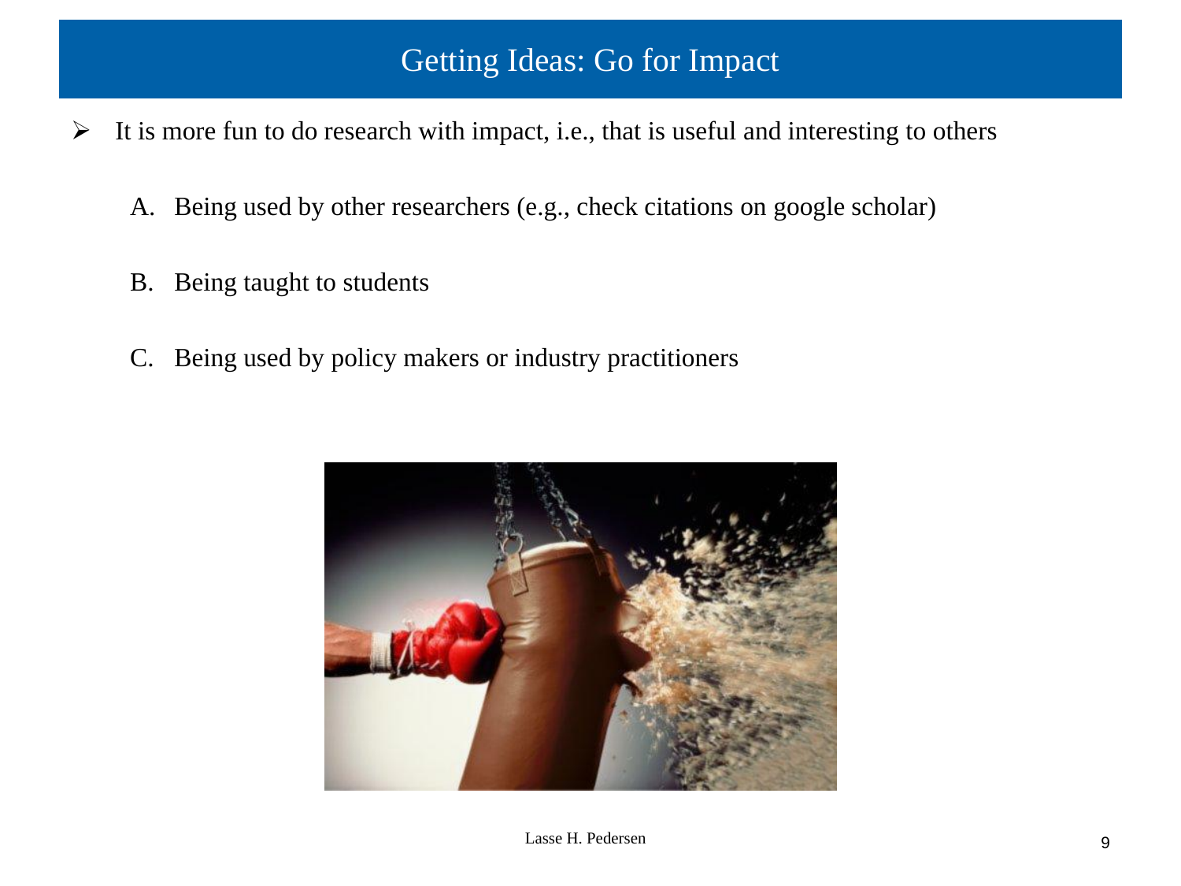# Getting Ideas: Go for Impact

- It is more fun to do research with impact, i.e., that is useful and interesting to others

  A. Being used by other researchers (e.g., check citations on google scholar)

  B. Being taught to students

  C. Being used by policy makers or industry practitioners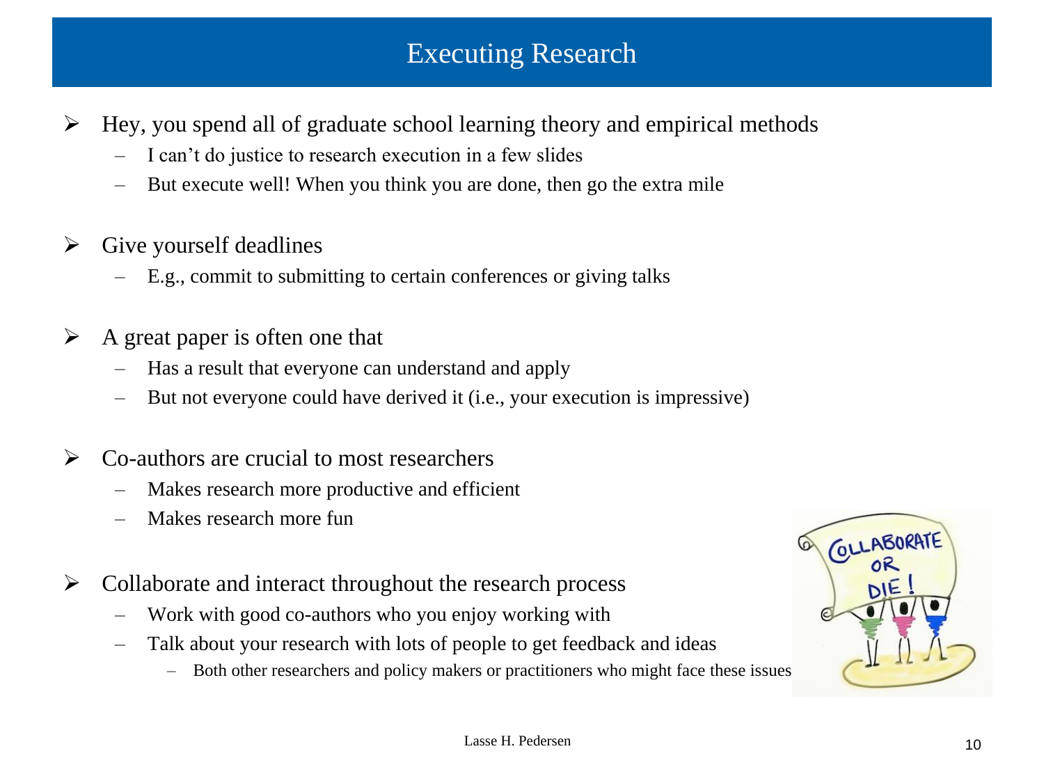# Executing Research

- Hey, you spend all of graduate school learning theory and empirical methods
  - I can't do justice to research execution in a few slides
  - But execute well! When you think you are done, then go the extra mile
- Give yourself deadlines
  - E.g., commit to submitting to certain conferences or giving talks
- A great paper is often one that
  - Has a result that everyone can understand and apply
  - But not everyone could have derived it (i.e., your execution is impressive)
- Co-authors are crucial to most researchers
  - Makes research more productive and efficient
  - Makes research more fun
- Collaborate and interact throughout the research process
  - Work with good co-authors who you enjoy working with
  - Talk about your research with lots of people to get feedback and ideas
    - Both other researchers and policy makers or practitioners who might face these issues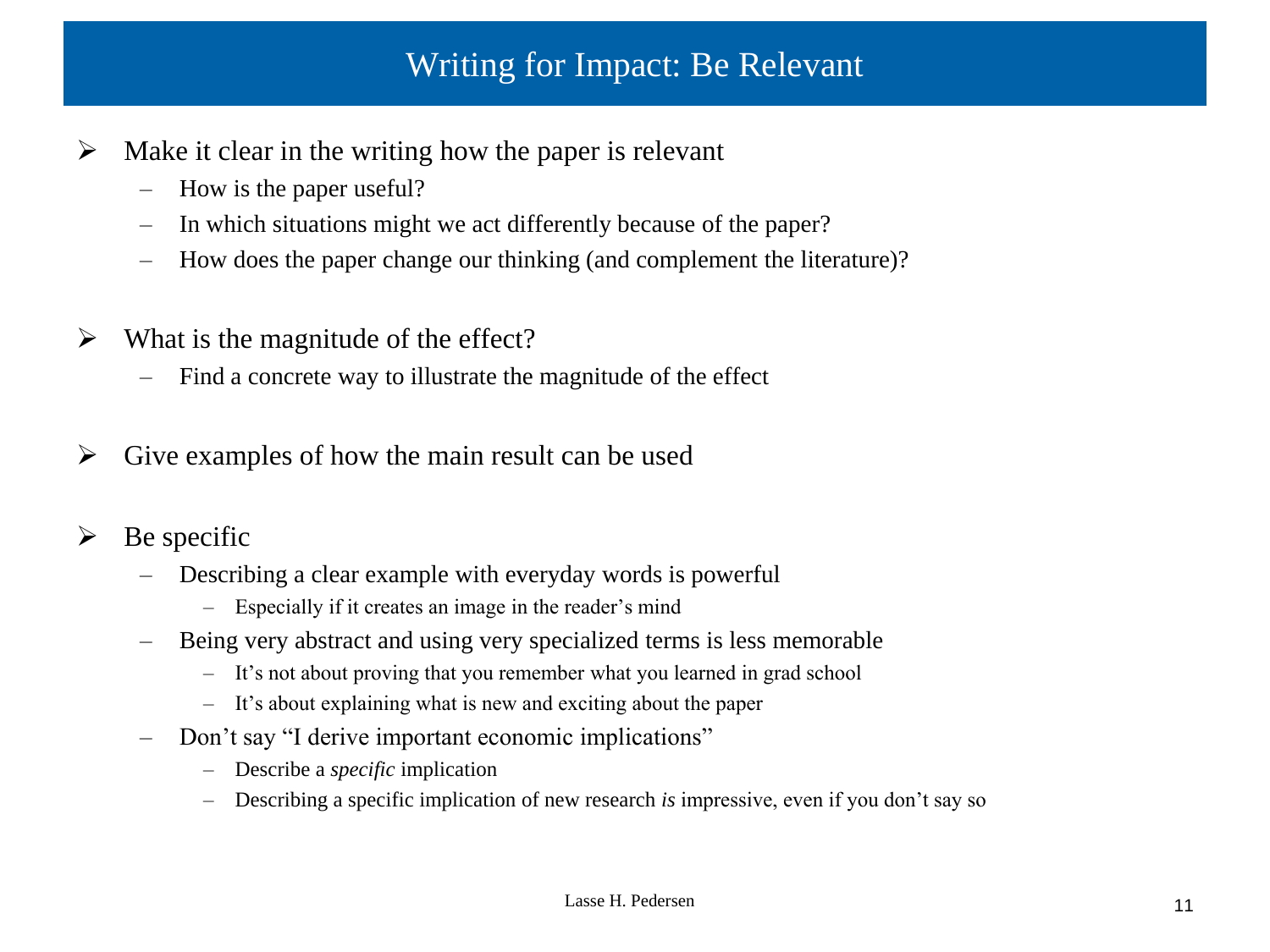# Writing for Impact: Be Relevant

- Make it clear in the writing how the paper is relevant
  - How is the paper useful?
  - In which situations might we act differently because of the paper?
  - How does the paper change our thinking (and complement the literature)?

- What is the magnitude of the effect?
  - Find a concrete way to illustrate the magnitude of the effect

- Give examples of how the main result can be used

- Be specific
  - Describing a clear example with everyday words is powerful
    - Especially if it creates an image in the reader's mind
  - Being very abstract and using very specialized terms is less memorable
    - It's not about proving that you remember what you learned in grad school
    - It's about explaining what is new and exciting about the paper
  - Don't say "I derive important economic implications"
    - Describe a *specific* implication
    - Describing a specific implication of new research *is* impressive, even if you don't say so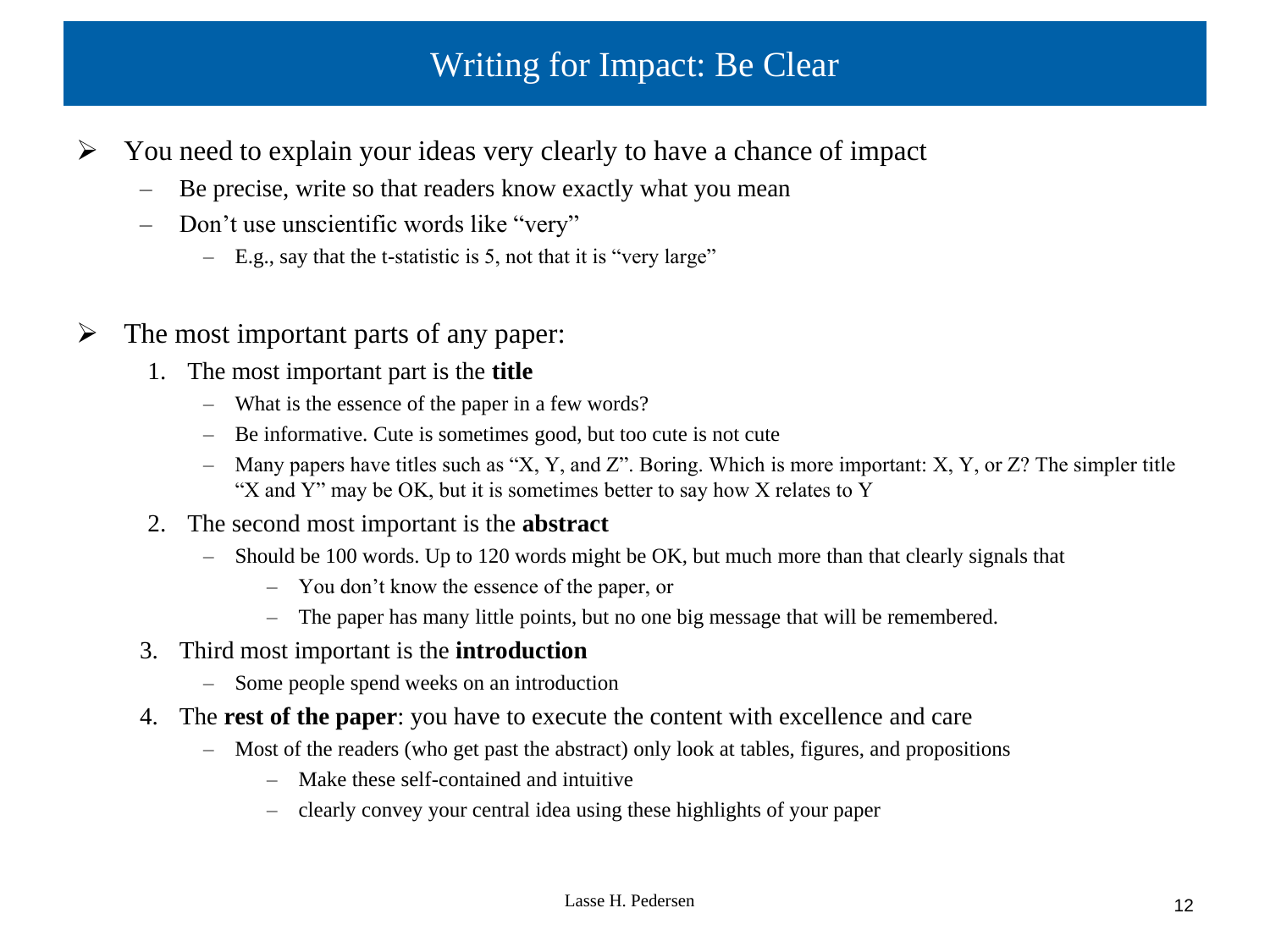# Writing for Impact: Be Clear

- You need to explain your ideas very clearly to have a chance of impact
  - Be precise, write so that readers know exactly what you mean
  - Don't use unscientific words like "very"
    - E.g., say that the t-statistic is 5, not that it is "very large"

- The most important parts of any paper:
  1. The most important part is the **title**
     - What is the essence of the paper in a few words?
     - Be informative. Cute is sometimes good, but too cute is not cute
     - Many papers have titles such as "X, Y, and Z". Boring. Which is more important: X, Y, or Z? The simpler title "X and Y" may be OK, but it is sometimes better to say how X relates to Y
  2. The second most important is the **abstract**
     - Should be 100 words. Up to 120 words might be OK, but much more than that clearly signals that
       - You don't know the essence of the paper, or
       - The paper has many little points, but no one big message that will be remembered.
  3. Third most important is the **introduction**
     - Some people spend weeks on an introduction
  4. The **rest of the paper**: you have to execute the content with excellence and care
     - Most of the readers (who get past the abstract) only look at tables, figures, and propositions
       - Make these self-contained and intuitive
       - clearly convey your central idea using these highlights of your paper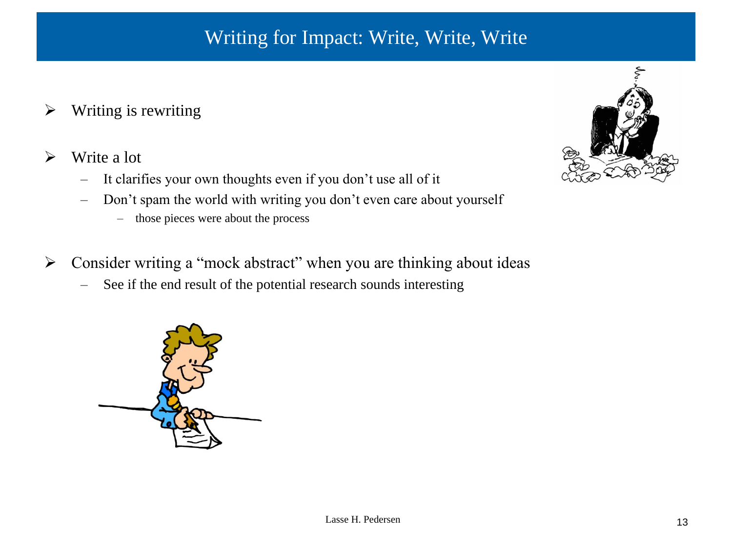## Writing for Impact: Write, Write, Write

- Writing is rewriting
- Write a lot
  - It clarifies your own thoughts even if you don't use all of it
  - Don't spam the world with writing you don't even care about yourself
    - those pieces were about the process
- Consider writing a "mock abstract" when you are thinking about ideas
  - See if the end result of the potential research sounds interesting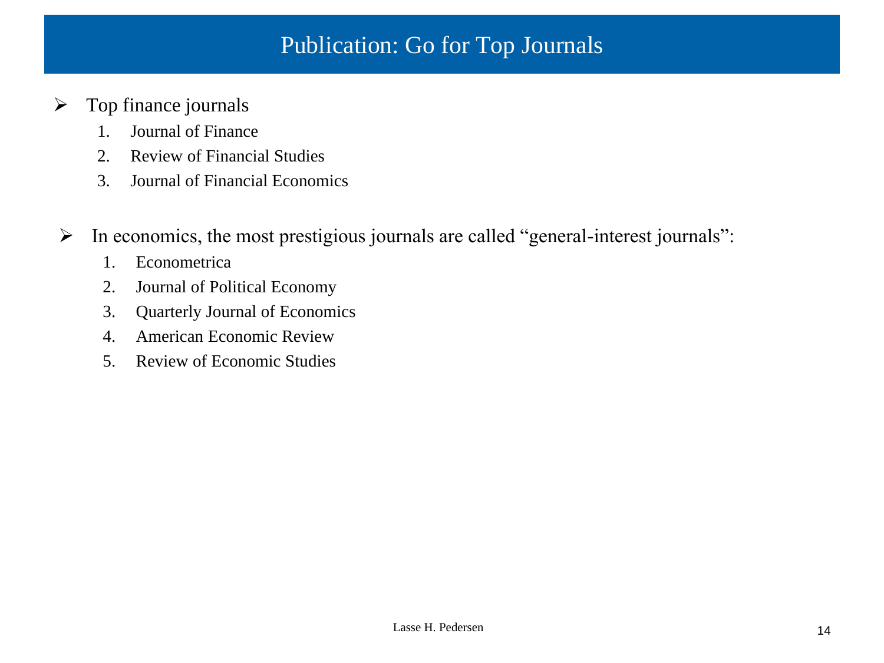# Publication: Go for Top Journals

- Top finance journals
  1. Journal of Finance
  2. Review of Financial Studies
  3. Journal of Financial Economics

- In economics, the most prestigious journals are called “general-interest journals”:
  1. Econometrica
  2. Journal of Political Economy
  3. Quarterly Journal of Economics
  4. American Economic Review
  5. Review of Economic Studies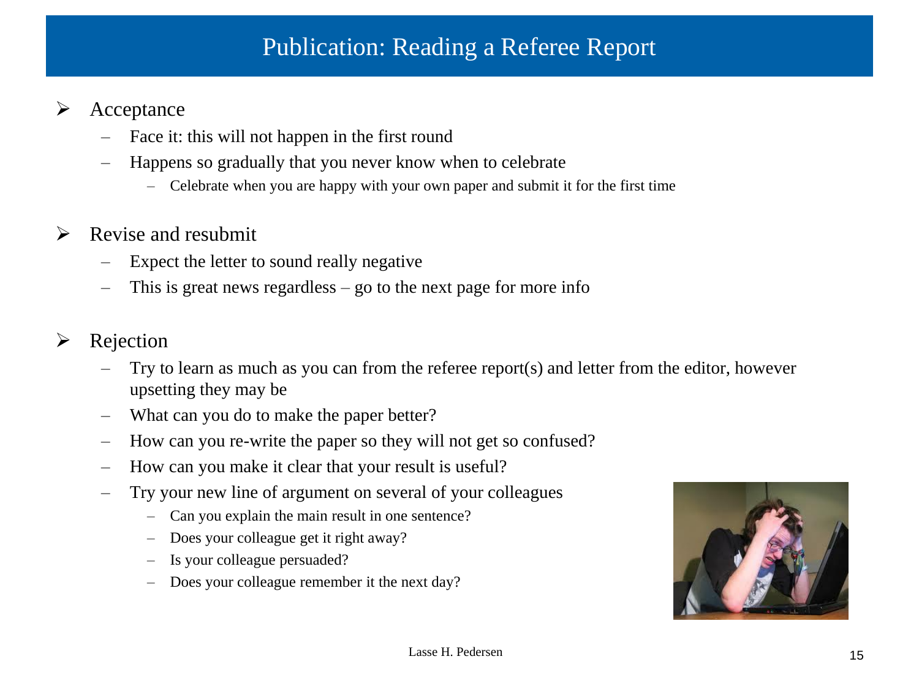# Publication: Reading a Referee Report

- Acceptance
  - Face it: this will not happen in the first round
  - Happens so gradually that you never know when to celebrate
    - Celebrate when you are happy with your own paper and submit it for the first time

- Revise and resubmit
  - Expect the letter to sound really negative
  - This is great news regardless – go to the next page for more info

- Rejection
  - Try to learn as much as you can from the referee report(s) and letter from the editor, however upsetting they may be
  - What can you do to make the paper better?
  - How can you re-write the paper so they will not get so confused?
  - How can you make it clear that your result is useful?
  - Try your new line of argument on several of your colleagues
    - Can you explain the main result in one sentence?
    - Does your colleague get it right away?
    - Is your colleague persuaded?
    - Does your colleague remember it the next day?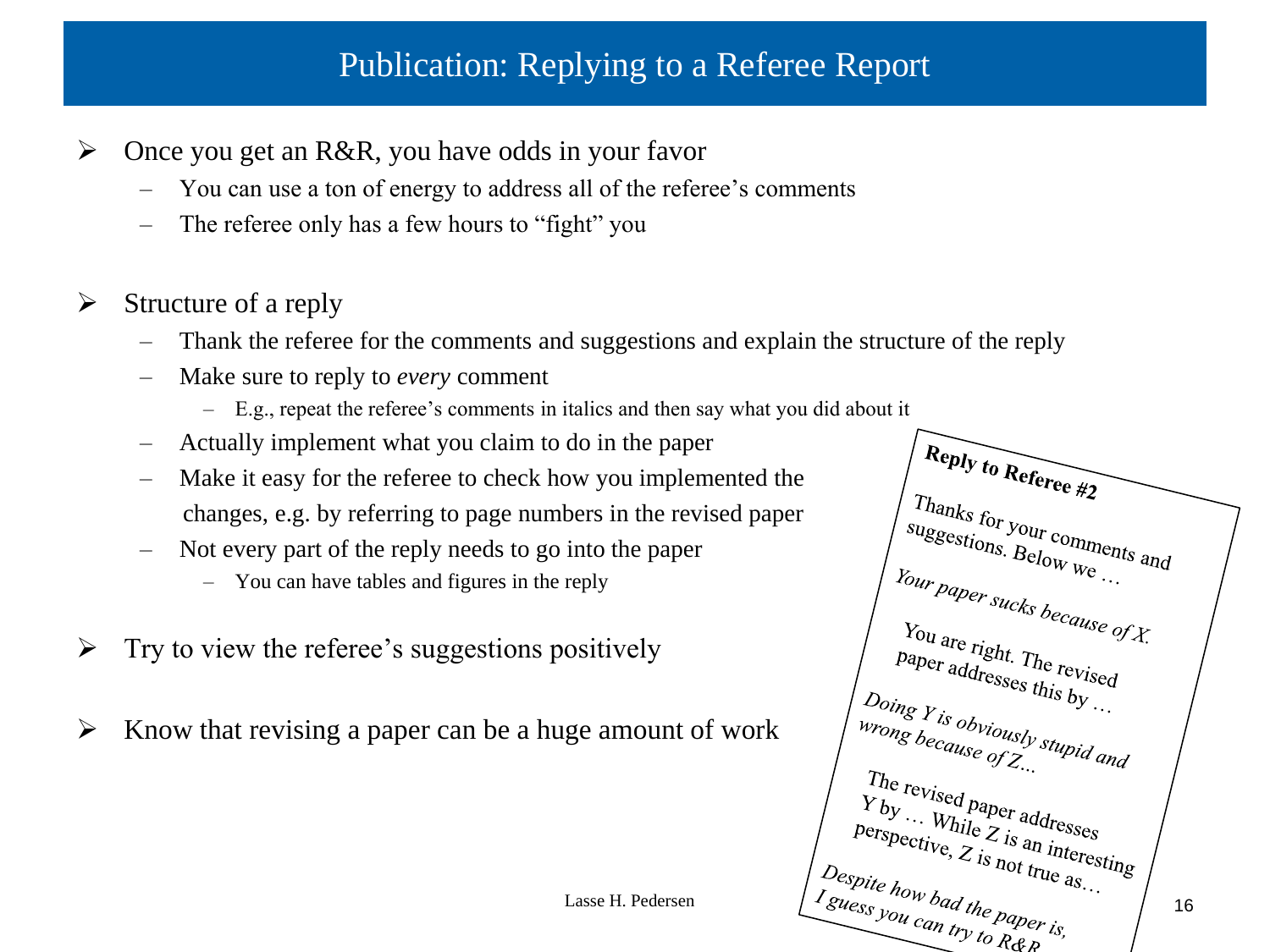# Publication: Replying to a Referee Report

- Once you get an R&R, you have odds in your favor
  - You can use a ton of energy to address all of the referee's comments
  - The referee only has a few hours to "fight" you

- Structure of a reply
  - Thank the referee for the comments and suggestions and explain the structure of the reply
  - Make sure to reply to *every* comment
    - E.g., repeat the referee's comments in italics and then say what you did about it
  - Actually implement what you claim to do in the paper
  - Make it easy for the referee to check how you implemented the changes, e.g. by referring to page numbers in the revised paper
  - Not every part of the reply needs to go into the paper
    - You can have tables and figures in the reply

- Try to view the referee's suggestions positively

- Know that revising a paper can be a huge amount of work

**Reply to Referee #2**

Thanks for your comments and suggestions. Below we …

*Your paper sucks because of X.*

You are right. The revised paper addresses this by …

*Doing Y is obviously stupid and wrong because of Z…*

The revised paper addresses Y by … While Z is an interesting perspective, Z is not true as…

*Despite how bad the paper is, I guess you can try to R&R*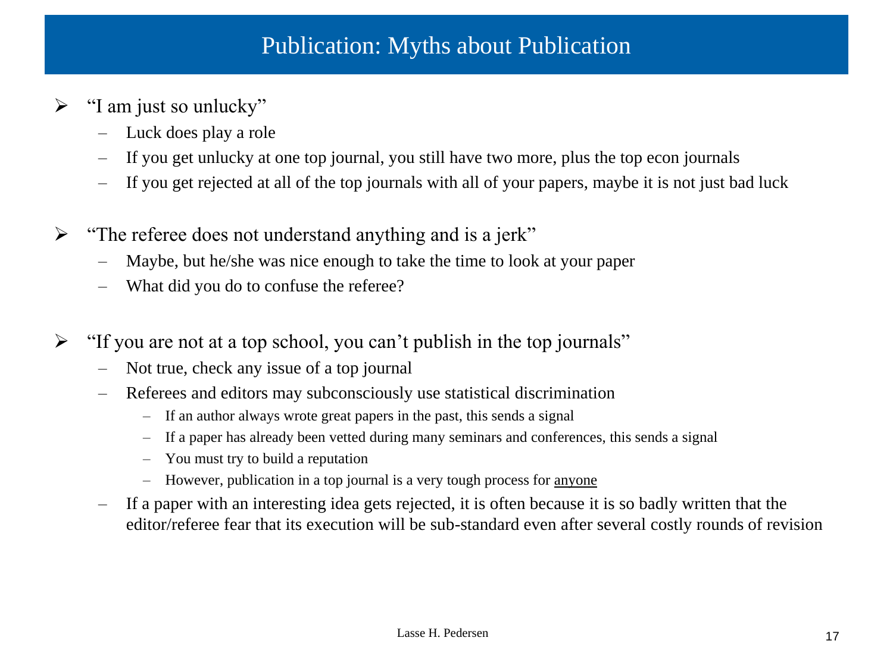# Publication: Myths about Publication

- "I am just so unlucky"
  - Luck does play a role
  - If you get unlucky at one top journal, you still have two more, plus the top econ journals
  - If you get rejected at all of the top journals with all of your papers, maybe it is not just bad luck

- "The referee does not understand anything and is a jerk"
  - Maybe, but he/she was nice enough to take the time to look at your paper
  - What did you do to confuse the referee?

- "If you are not at a top school, you can't publish in the top journals"
  - Not true, check any issue of a top journal
  - Referees and editors may subconsciously use statistical discrimination
    - If an author always wrote great papers in the past, this sends a signal
    - If a paper has already been vetted during many seminars and conferences, this sends a signal
    - You must try to build a reputation
    - However, publication in a top journal is a very tough process for <u>anyone</u>
  - If a paper with an interesting idea gets rejected, it is often because it is so badly written that the editor/referee fear that its execution will be sub-standard even after several costly rounds of revision

Lasse H. Pedersen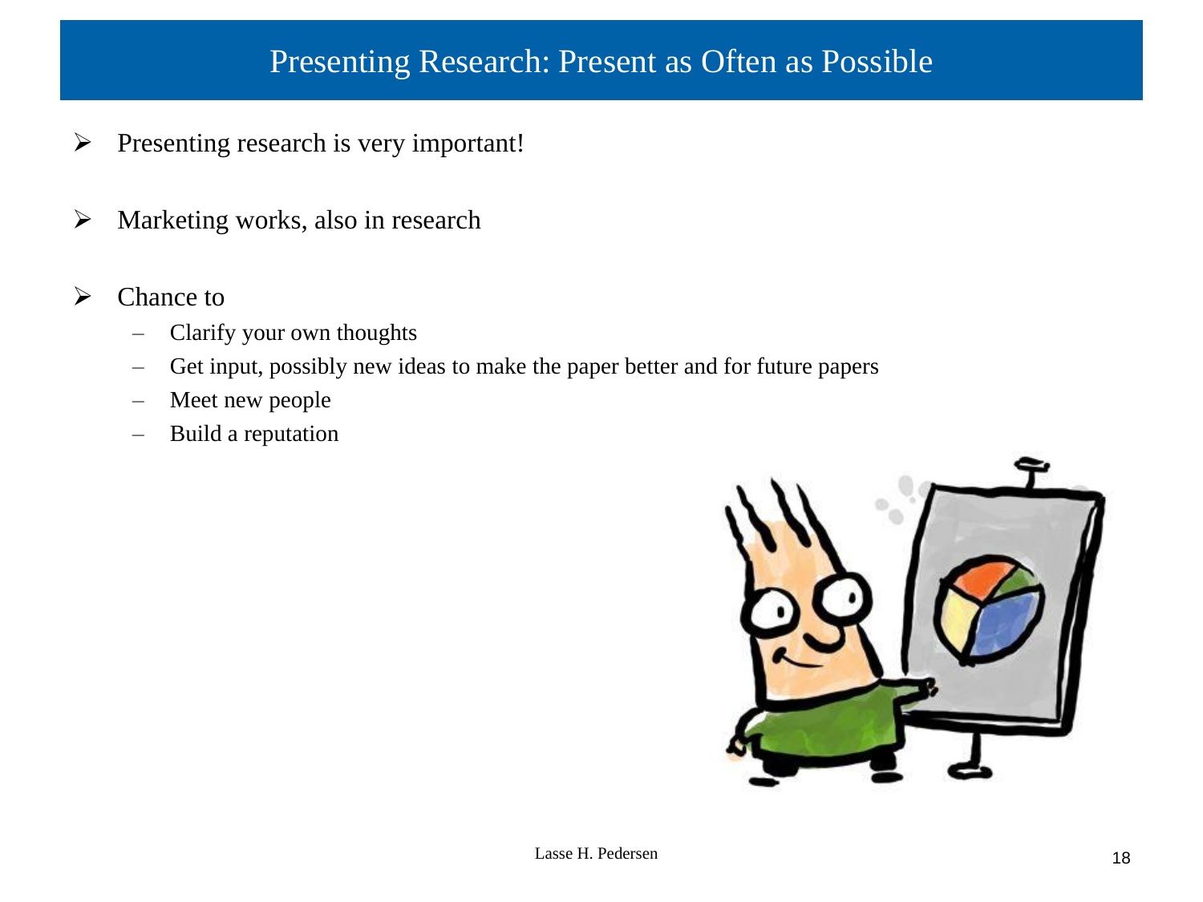# Presenting Research: Present as Often as Possible

- Presenting research is very important!
- Marketing works, also in research
- Chance to
  - Clarify your own thoughts
  - Get input, possibly new ideas to make the paper better and for future papers
  - Meet new people
  - Build a reputation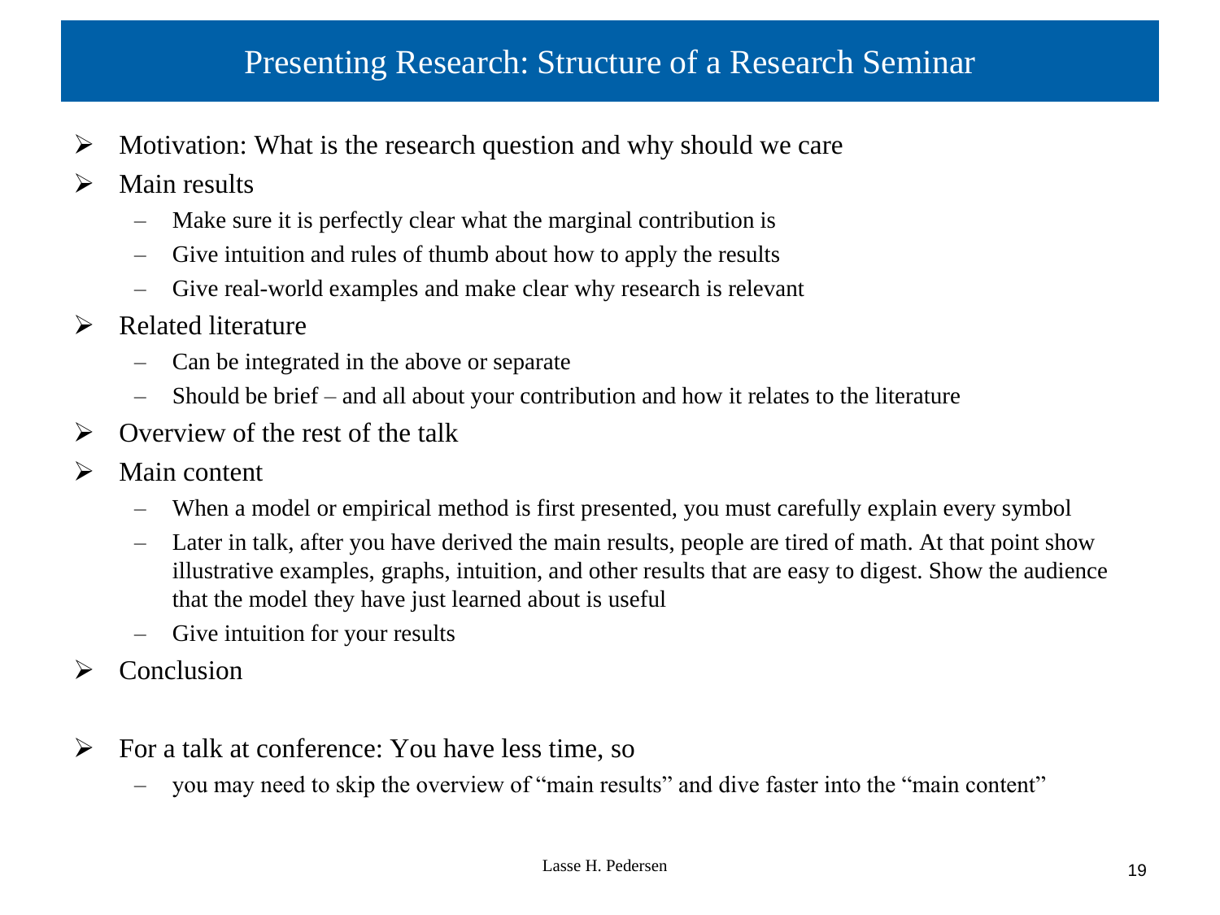# Presenting Research: Structure of a Research Seminar

- Motivation: What is the research question and why should we care
- Main results
  - Make sure it is perfectly clear what the marginal contribution is
  - Give intuition and rules of thumb about how to apply the results
  - Give real-world examples and make clear why research is relevant
- Related literature
  - Can be integrated in the above or separate
  - Should be brief – and all about your contribution and how it relates to the literature
- Overview of the rest of the talk
- Main content
  - When a model or empirical method is first presented, you must carefully explain every symbol
  - Later in talk, after you have derived the main results, people are tired of math. At that point show illustrative examples, graphs, intuition, and other results that are easy to digest. Show the audience that the model they have just learned about is useful
  - Give intuition for your results
- Conclusion

- For a talk at conference: You have less time, so
  - you may need to skip the overview of "main results" and dive faster into the "main content"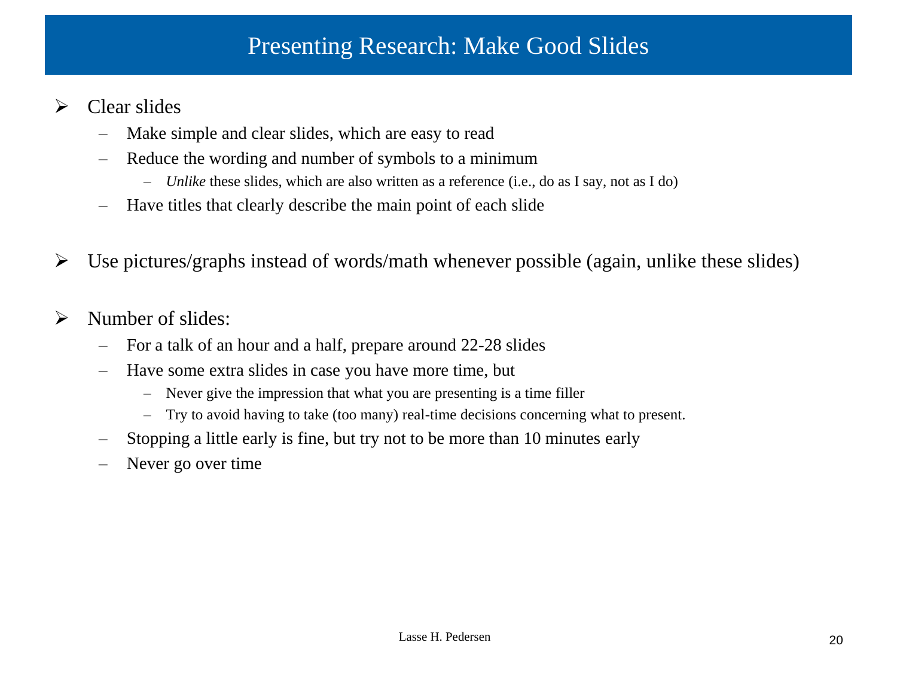# Presenting Research: Make Good Slides

- Clear slides
  - Make simple and clear slides, which are easy to read
  - Reduce the wording and number of symbols to a minimum
    - *Unlike* these slides, which are also written as a reference (i.e., do as I say, not as I do)
  - Have titles that clearly describe the main point of each slide

- Use pictures/graphs instead of words/math whenever possible (again, unlike these slides)

- Number of slides:
  - For a talk of an hour and a half, prepare around 22-28 slides
  - Have some extra slides in case you have more time, but
    - Never give the impression that what you are presenting is a time filler
    - Try to avoid having to take (too many) real-time decisions concerning what to present.
  - Stopping a little early is fine, but try not to be more than 10 minutes early
  - Never go over time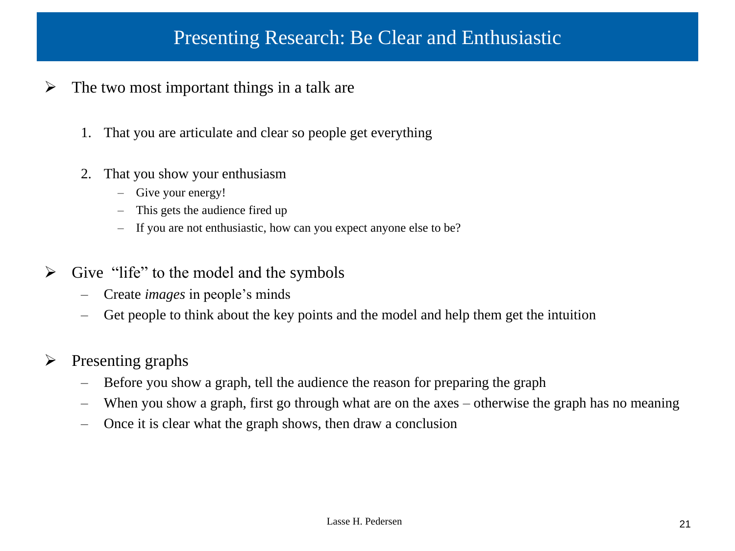# Presenting Research: Be Clear and Enthusiastic

- The two most important things in a talk are
  1. That you are articulate and clear so people get everything
  2. That you show your enthusiasm
     - Give your energy!
     - This gets the audience fired up
     - If you are not enthusiastic, how can you expect anyone else to be?

- Give "life" to the model and the symbols
  - Create *images* in people's minds
  - Get people to think about the key points and the model and help them get the intuition

- Presenting graphs
  - Before you show a graph, tell the audience the reason for preparing the graph
  - When you show a graph, first go through what are on the axes – otherwise the graph has no meaning
  - Once it is clear what the graph shows, then draw a conclusion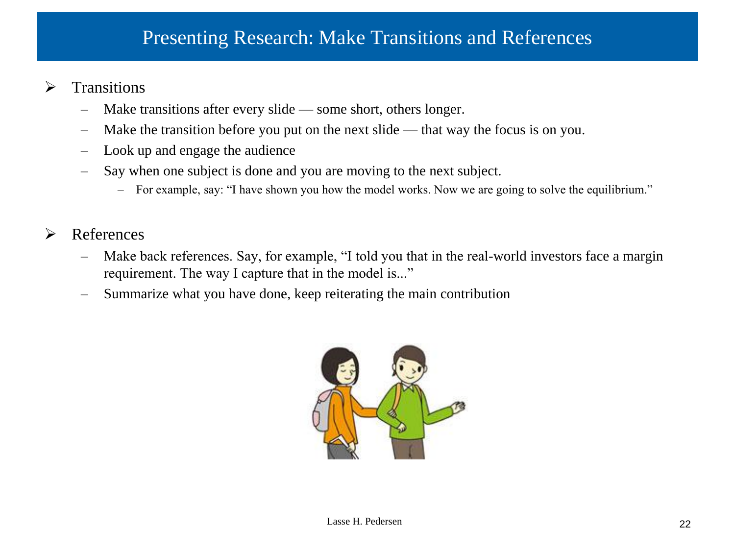# Presenting Research: Make Transitions and References

- Transitions
  - Make transitions after every slide — some short, others longer.
  - Make the transition before you put on the next slide — that way the focus is on you.
  - Look up and engage the audience
  - Say when one subject is done and you are moving to the next subject.
    - For example, say: "I have shown you how the model works. Now we are going to solve the equilibrium."

- References
  - Make back references. Say, for example, "I told you that in the real-world investors face a margin requirement. The way I capture that in the model is..."
  - Summarize what you have done, keep reiterating the main contribution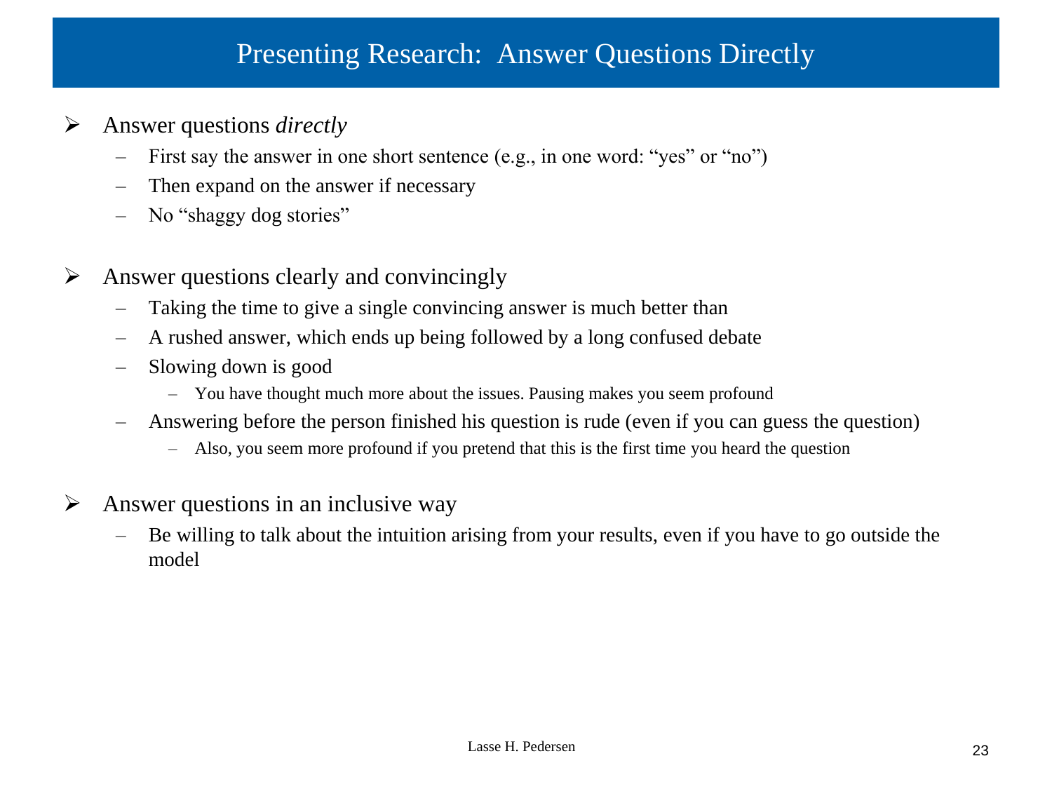# Presenting Research: Answer Questions Directly

- Answer questions *directly*
  - First say the answer in one short sentence (e.g., in one word: "yes" or "no")
  - Then expand on the answer if necessary
  - No "shaggy dog stories"

- Answer questions clearly and convincingly
  - Taking the time to give a single convincing answer is much better than
  - A rushed answer, which ends up being followed by a long confused debate
  - Slowing down is good
    - You have thought much more about the issues. Pausing makes you seem profound
  - Answering before the person finished his question is rude (even if you can guess the question)
    - Also, you seem more profound if you pretend that this is the first time you heard the question

- Answer questions in an inclusive way
  - Be willing to talk about the intuition arising from your results, even if you have to go outside the model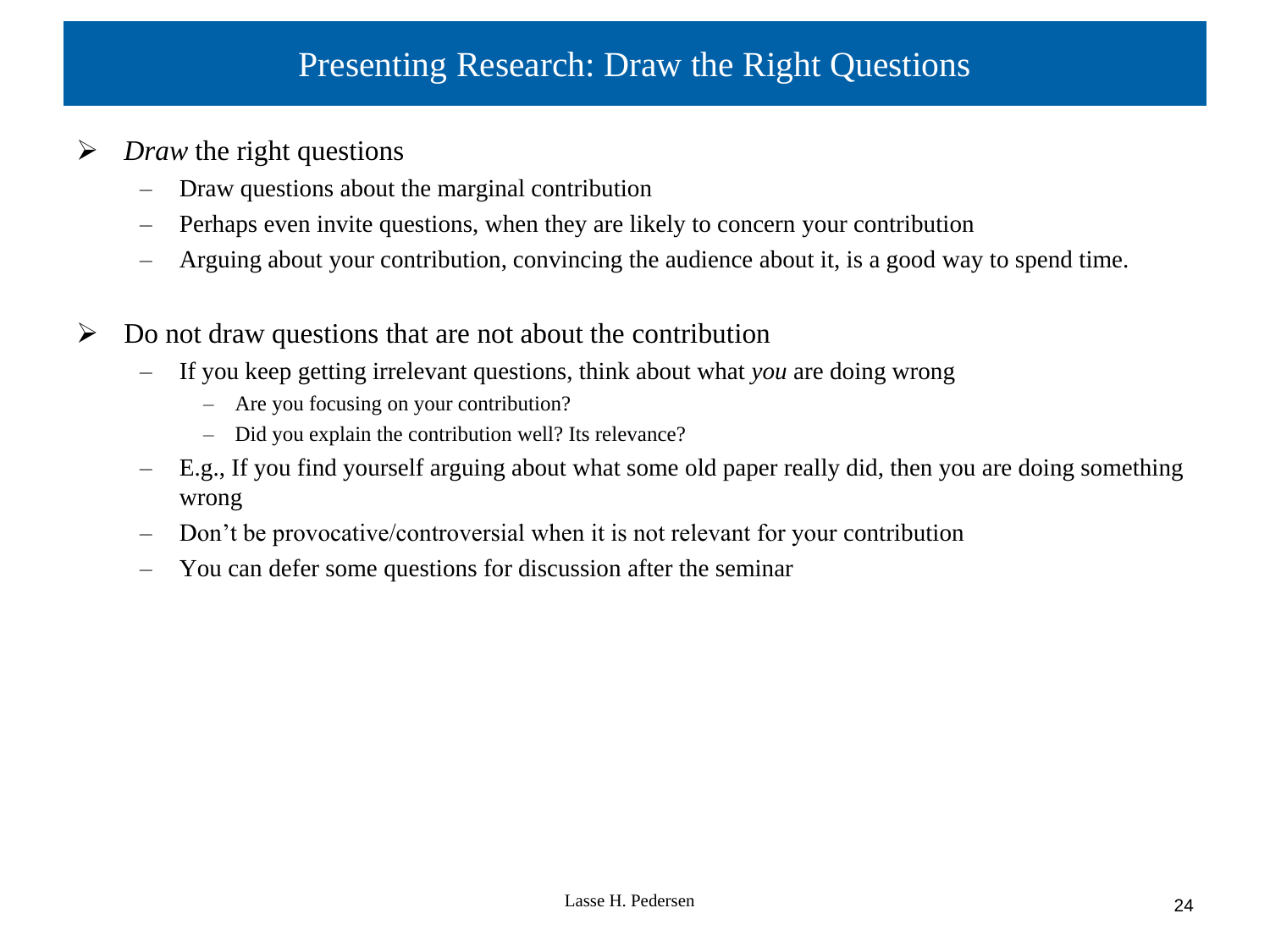# Presenting Research: Draw the Right Questions

- *Draw* the right questions
  - Draw questions about the marginal contribution
  - Perhaps even invite questions, when they are likely to concern your contribution
  - Arguing about your contribution, convincing the audience about it, is a good way to spend time.

- Do not draw questions that are not about the contribution
  - If you keep getting irrelevant questions, think about what *you* are doing wrong
    - Are you focusing on your contribution?
    - Did you explain the contribution well? Its relevance?
  - E.g., If you find yourself arguing about what some old paper really did, then you are doing something wrong
  - Don't be provocative/controversial when it is not relevant for your contribution
  - You can defer some questions for discussion after the seminar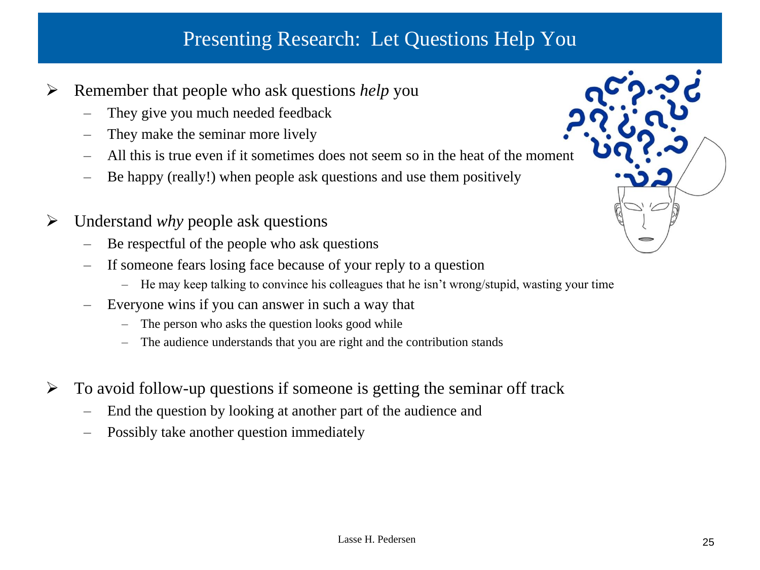# Presenting Research: Let Questions Help You

- Remember that people who ask questions *help* you
  - They give you much needed feedback
  - They make the seminar more lively
  - All this is true even if it sometimes does not seem so in the heat of the moment
  - Be happy (really!) when people ask questions and use them positively

- Understand *why* people ask questions
  - Be respectful of the people who ask questions
  - If someone fears losing face because of your reply to a question
    - He may keep talking to convince his colleagues that he isn't wrong/stupid, wasting your time
  - Everyone wins if you can answer in such a way that
    - The person who asks the question looks good while
    - The audience understands that you are right and the contribution stands

- To avoid follow-up questions if someone is getting the seminar off track
  - End the question by looking at another part of the audience and
  - Possibly take another question immediately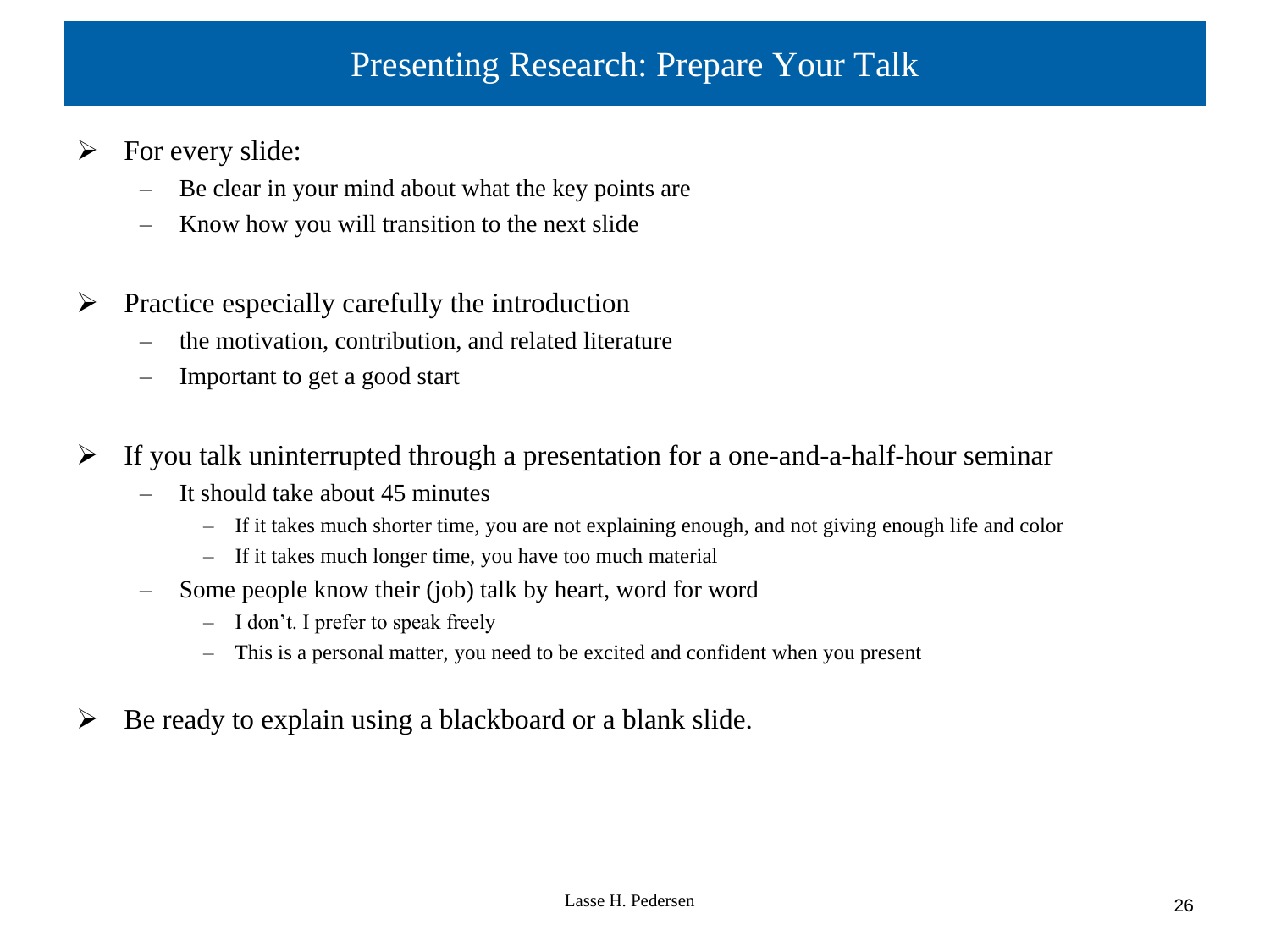# Presenting Research: Prepare Your Talk

- For every slide:
  - Be clear in your mind about what the key points are
  - Know how you will transition to the next slide

- Practice especially carefully the introduction
  - the motivation, contribution, and related literature
  - Important to get a good start

- If you talk uninterrupted through a presentation for a one-and-a-half-hour seminar
  - It should take about 45 minutes
    - If it takes much shorter time, you are not explaining enough, and not giving enough life and color
    - If it takes much longer time, you have too much material
  - Some people know their (job) talk by heart, word for word
    - I don't. I prefer to speak freely
    - This is a personal matter, you need to be excited and confident when you present

- Be ready to explain using a blackboard or a blank slide.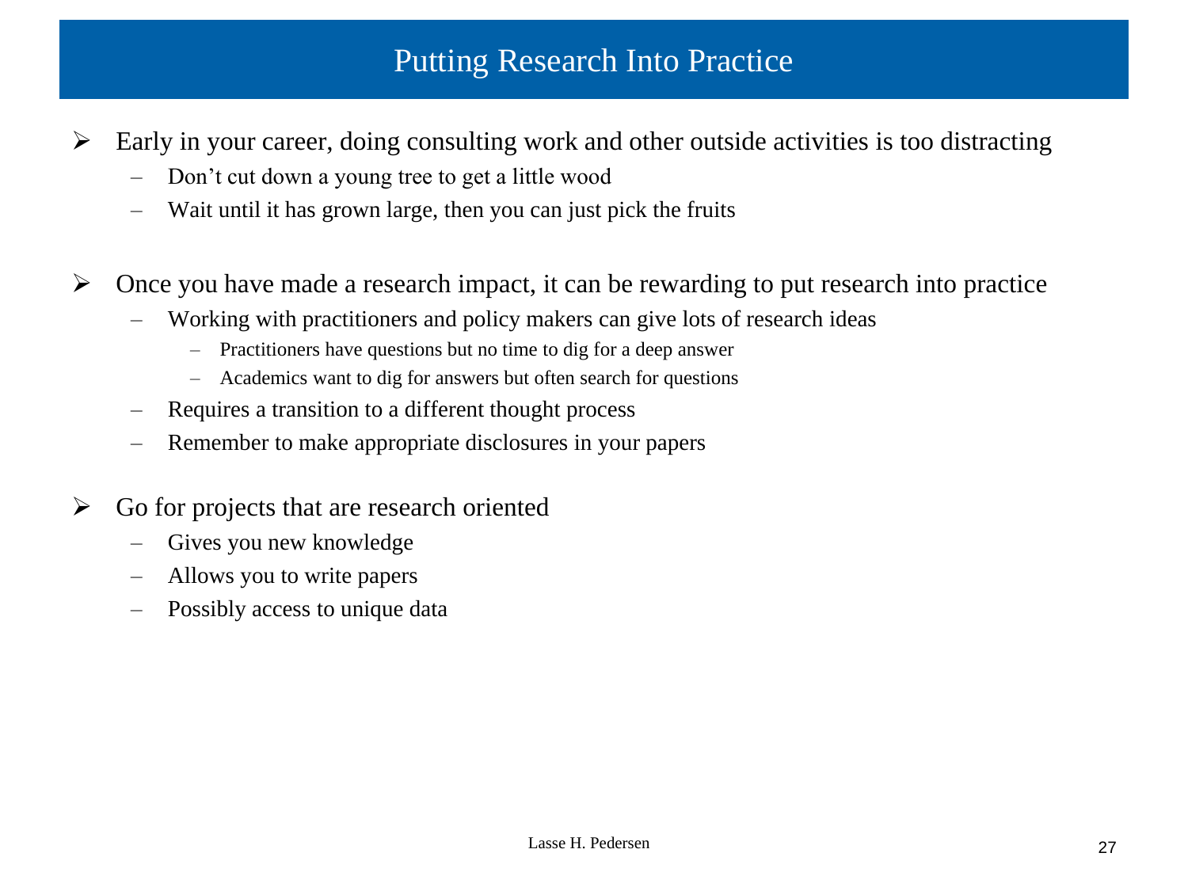# Putting Research Into Practice

- Early in your career, doing consulting work and other outside activities is too distracting
  - Don't cut down a young tree to get a little wood
  - Wait until it has grown large, then you can just pick the fruits

- Once you have made a research impact, it can be rewarding to put research into practice
  - Working with practitioners and policy makers can give lots of research ideas
    - Practitioners have questions but no time to dig for a deep answer
    - Academics want to dig for answers but often search for questions
  - Requires a transition to a different thought process
  - Remember to make appropriate disclosures in your papers

- Go for projects that are research oriented
  - Gives you new knowledge
  - Allows you to write papers
  - Possibly access to unique data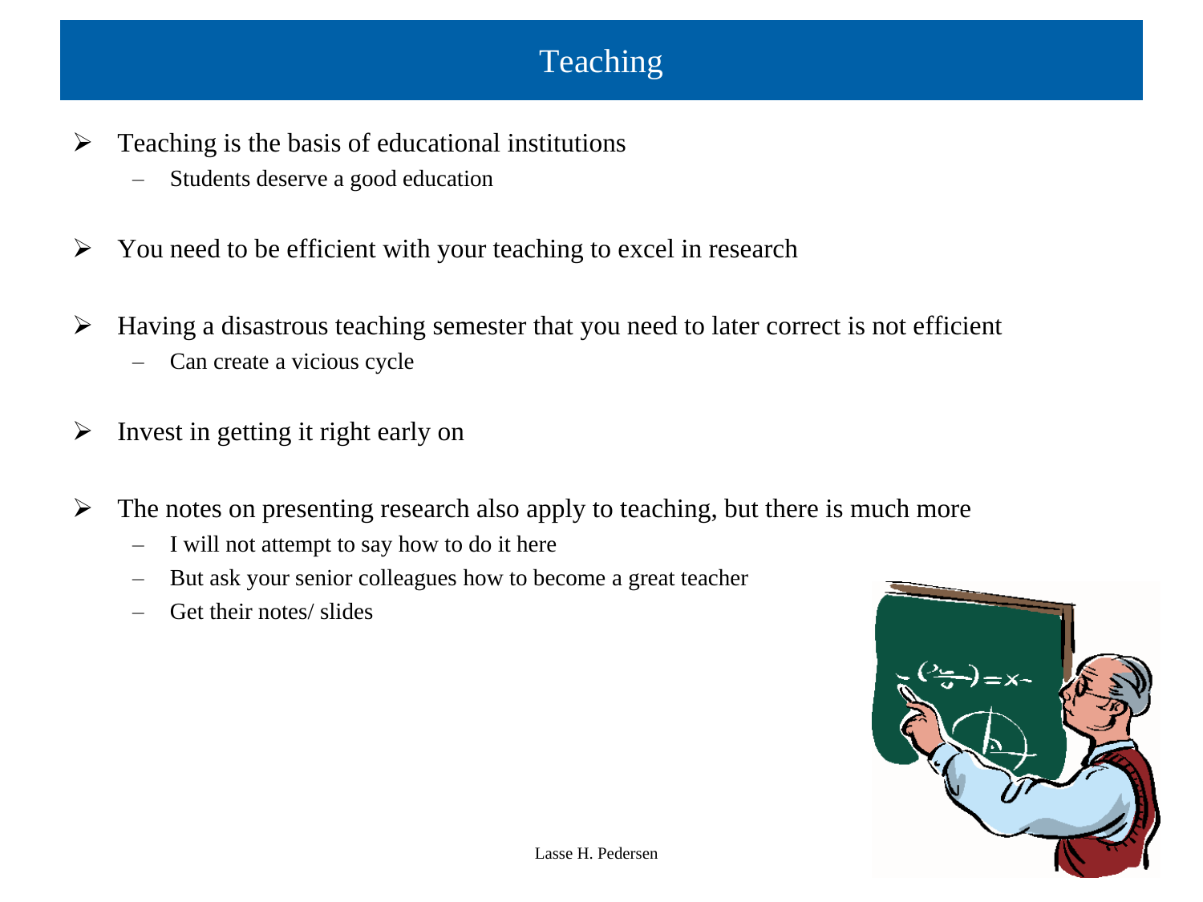# Teaching

- Teaching is the basis of educational institutions
  - Students deserve a good education
- You need to be efficient with your teaching to excel in research
- Having a disastrous teaching semester that you need to later correct is not efficient
  - Can create a vicious cycle
- Invest in getting it right early on
- The notes on presenting research also apply to teaching, but there is much more
  - I will not attempt to say how to do it here
  - But ask your senior colleagues how to become a great teacher
  - Get their notes/ slides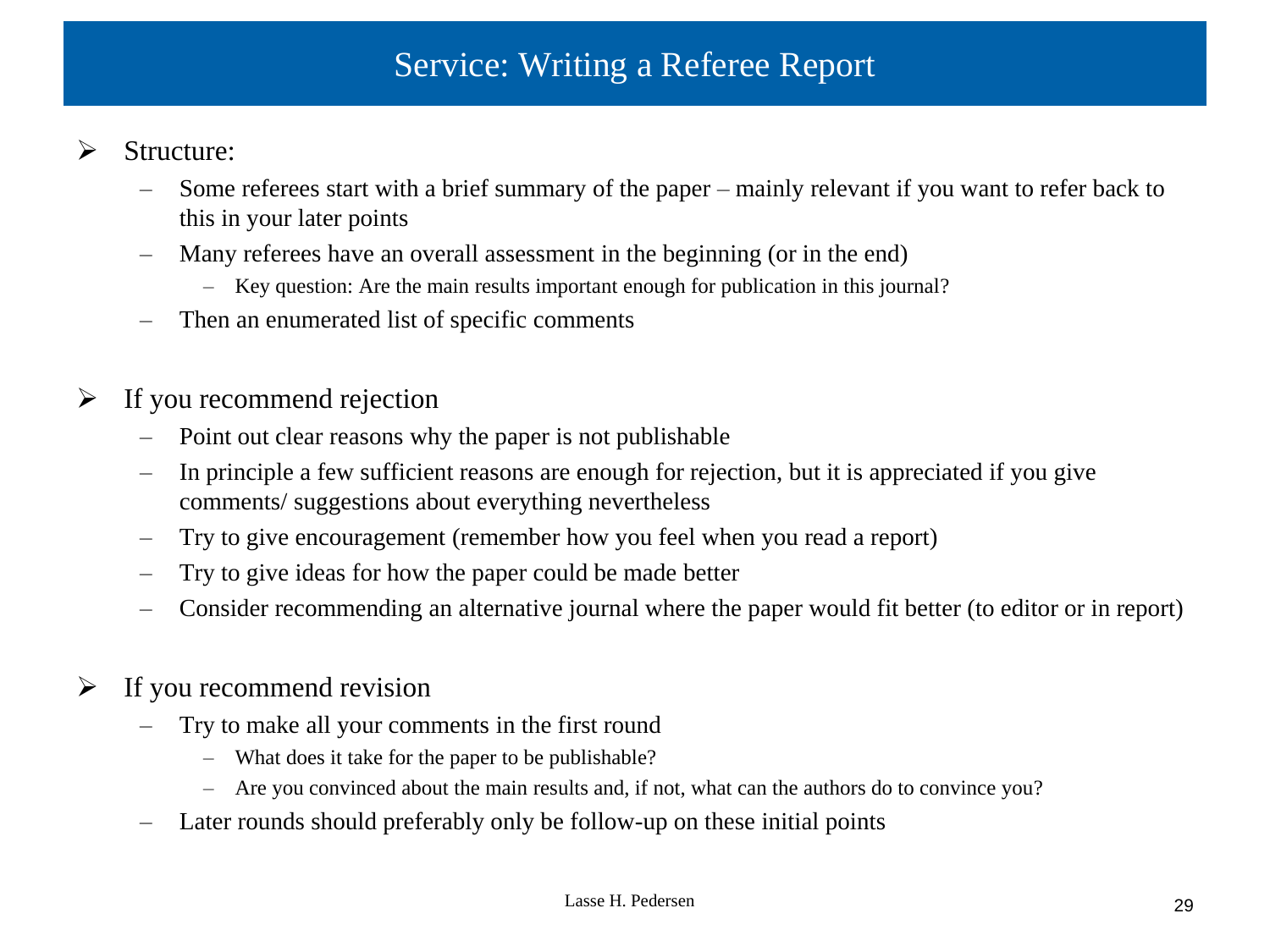# Service: Writing a Referee Report

- Structure:
  - Some referees start with a brief summary of the paper – mainly relevant if you want to refer back to this in your later points
  - Many referees have an overall assessment in the beginning (or in the end)
    - Key question: Are the main results important enough for publication in this journal?
  - Then an enumerated list of specific comments

- If you recommend rejection
  - Point out clear reasons why the paper is not publishable
  - In principle a few sufficient reasons are enough for rejection, but it is appreciated if you give comments/ suggestions about everything nevertheless
  - Try to give encouragement (remember how you feel when you read a report)
  - Try to give ideas for how the paper could be made better
  - Consider recommending an alternative journal where the paper would fit better (to editor or in report)

- If you recommend revision
  - Try to make all your comments in the first round
    - What does it take for the paper to be publishable?
    - Are you convinced about the main results and, if not, what can the authors do to convince you?
  - Later rounds should preferably only be follow-up on these initial points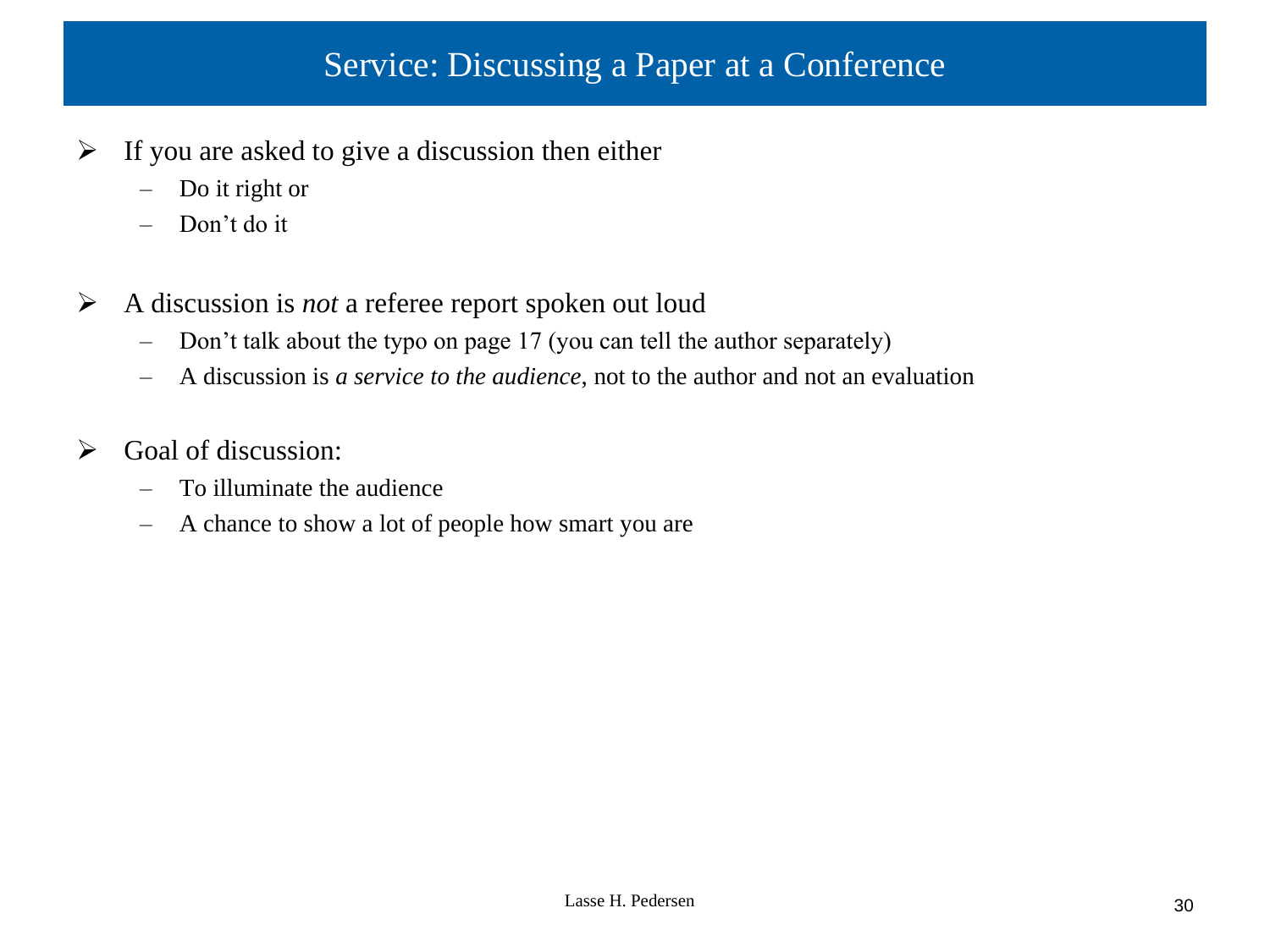# Service: Discussing a Paper at a Conference

- If you are asked to give a discussion then either
  - Do it right or
  - Don't do it

- A discussion is *not* a referee report spoken out loud
  - Don't talk about the typo on page 17 (you can tell the author separately)
  - A discussion is *a service to the audience*, not to the author and not an evaluation

- Goal of discussion:
  - To illuminate the audience
  - A chance to show a lot of people how smart you are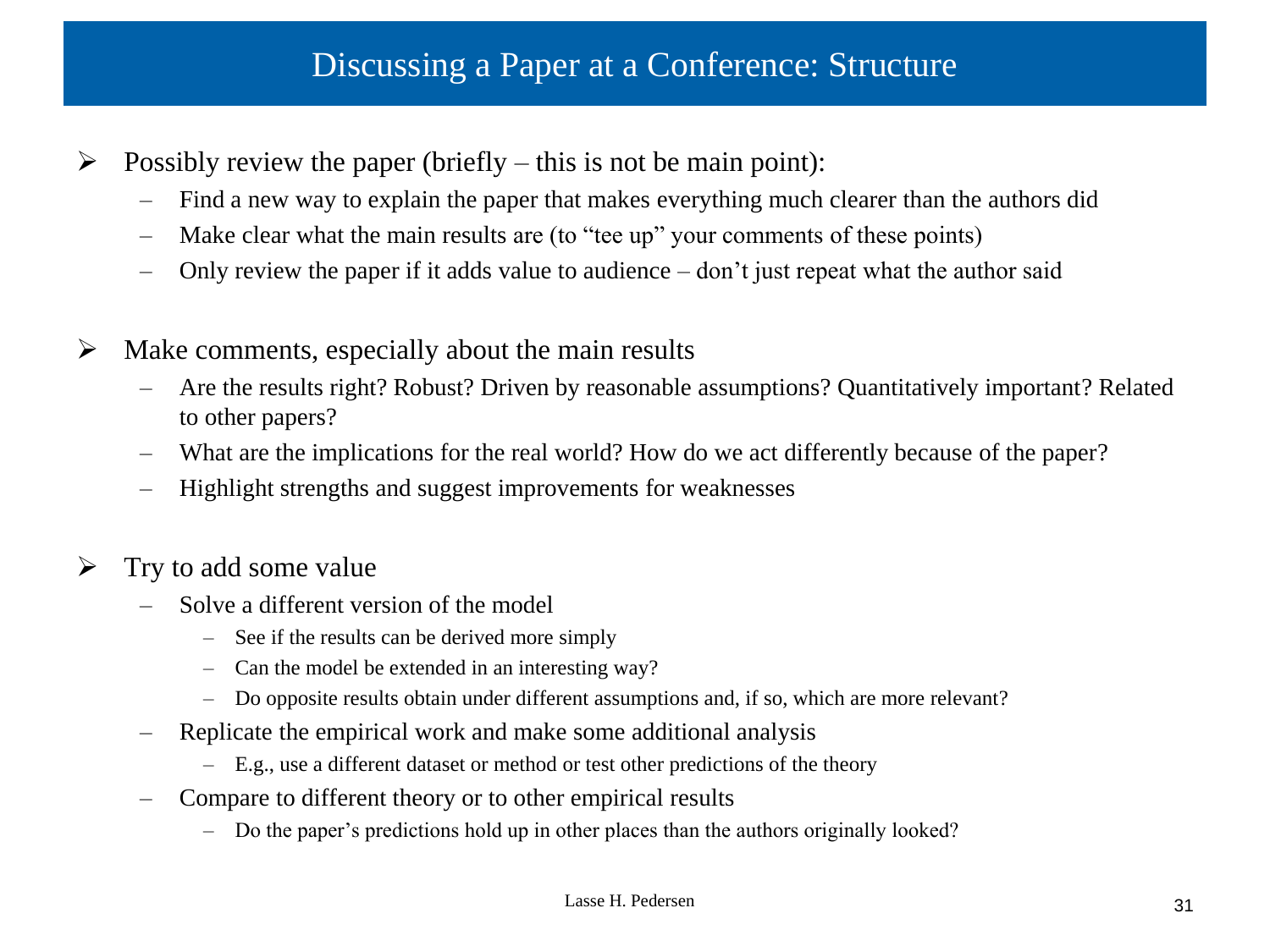# Discussing a Paper at a Conference: Structure

- Possibly review the paper (briefly – this is not be main point):
  - Find a new way to explain the paper that makes everything much clearer than the authors did
  - Make clear what the main results are (to "tee up" your comments of these points)
  - Only review the paper if it adds value to audience – don't just repeat what the author said

- Make comments, especially about the main results
  - Are the results right? Robust? Driven by reasonable assumptions? Quantitatively important? Related to other papers?
  - What are the implications for the real world? How do we act differently because of the paper?
  - Highlight strengths and suggest improvements for weaknesses

- Try to add some value
  - Solve a different version of the model
    - See if the results can be derived more simply
    - Can the model be extended in an interesting way?
    - Do opposite results obtain under different assumptions and, if so, which are more relevant?
  - Replicate the empirical work and make some additional analysis
    - E.g., use a different dataset or method or test other predictions of the theory
  - Compare to different theory or to other empirical results
    - Do the paper's predictions hold up in other places than the authors originally looked?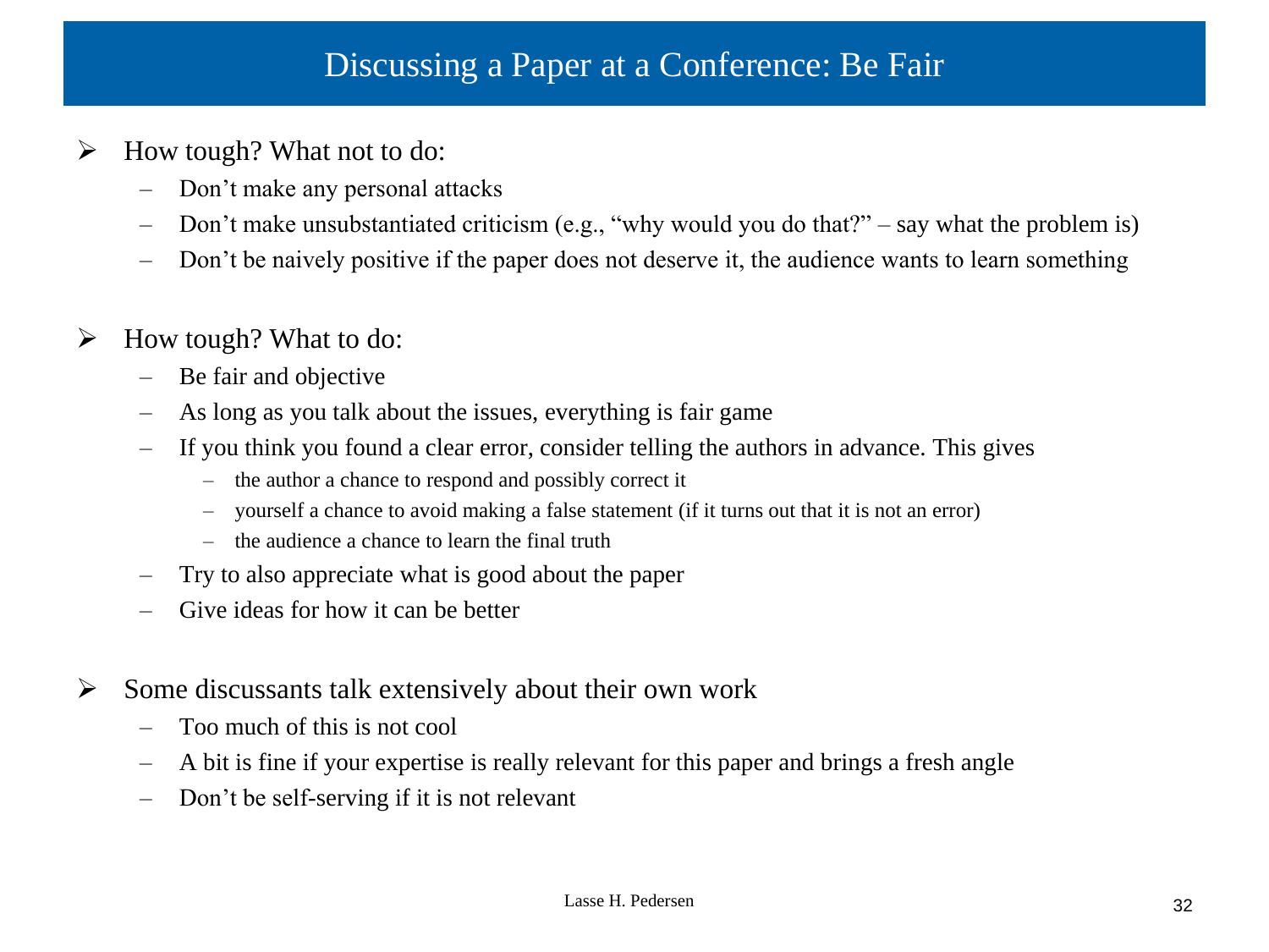# Discussing a Paper at a Conference: Be Fair

- How tough? What not to do:
  - Don't make any personal attacks
  - Don't make unsubstantiated criticism (e.g., "why would you do that?" – say what the problem is)
  - Don't be naively positive if the paper does not deserve it, the audience wants to learn something

- How tough? What to do:
  - Be fair and objective
  - As long as you talk about the issues, everything is fair game
  - If you think you found a clear error, consider telling the authors in advance. This gives
    - the author a chance to respond and possibly correct it
    - yourself a chance to avoid making a false statement (if it turns out that it is not an error)
    - the audience a chance to learn the final truth
  - Try to also appreciate what is good about the paper
  - Give ideas for how it can be better

- Some discussants talk extensively about their own work
  - Too much of this is not cool
  - A bit is fine if your expertise is really relevant for this paper and brings a fresh angle
  - Don't be self-serving if it is not relevant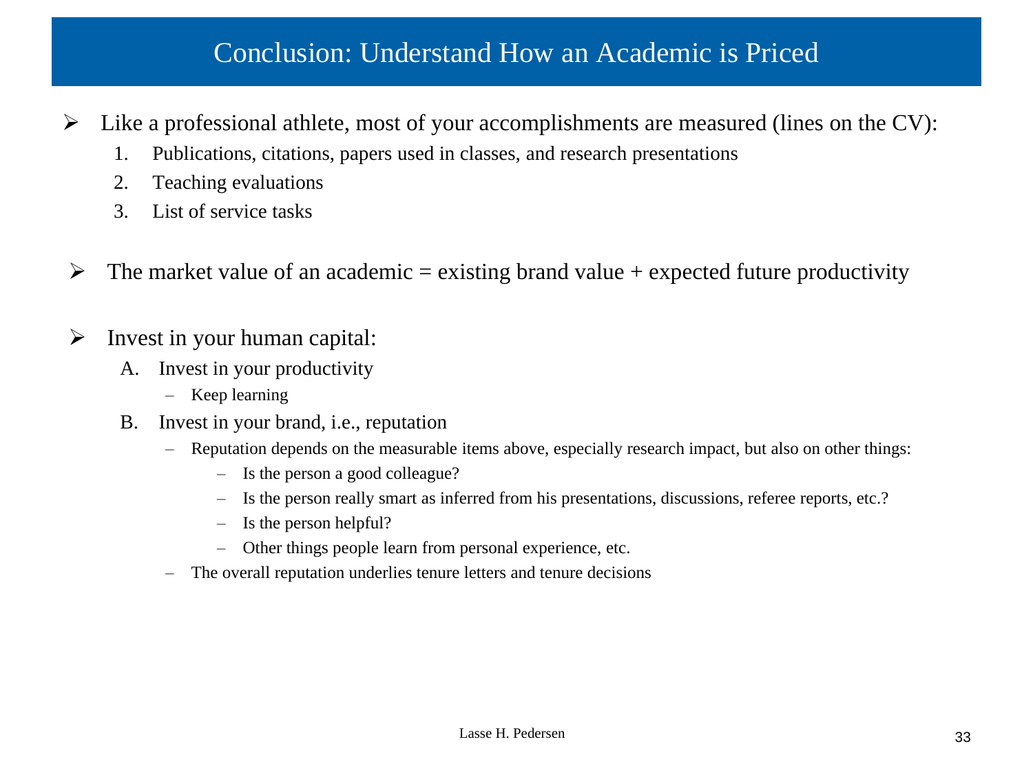# Conclusion: Understand How an Academic is Priced

- Like a professional athlete, most of your accomplishments are measured (lines on the CV):
    1. Publications, citations, papers used in classes, and research presentations
    2. Teaching evaluations
    3. List of service tasks

- The market value of an academic = existing brand value + expected future productivity

- Invest in your human capital:
    - A. Invest in your productivity
        - Keep learning
    - B. Invest in your brand, i.e., reputation
        - Reputation depends on the measurable items above, especially research impact, but also on other things:
            - Is the person a good colleague?
            - Is the person really smart as inferred from his presentations, discussions, referee reports, etc.?
            - Is the person helpful?
            - Other things people learn from personal experience, etc.
        - The overall reputation underlies tenure letters and tenure decisions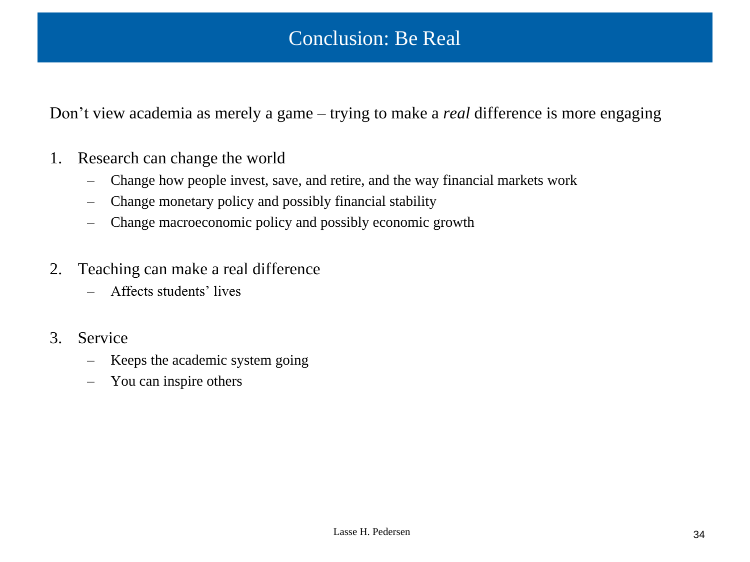# Conclusion: Be Real

Don’t view academia as merely a game – trying to make a *real* difference is more engaging

1. Research can change the world
   - Change how people invest, save, and retire, and the way financial markets work
   - Change monetary policy and possibly financial stability
   - Change macroeconomic policy and possibly economic growth

2. Teaching can make a real difference
   - Affects students’ lives

3. Service
   - Keeps the academic system going
   - You can inspire others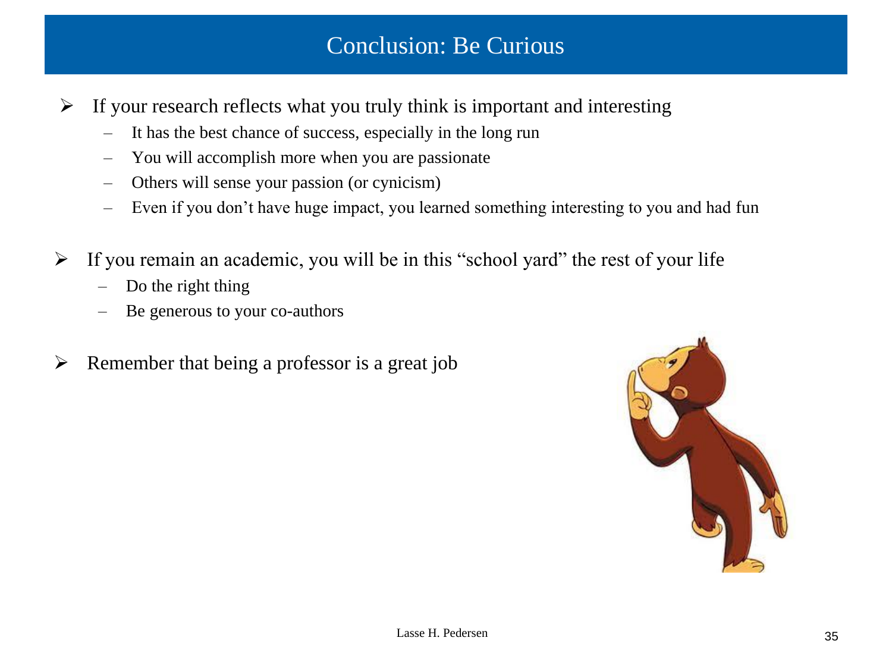# Conclusion: Be Curious

- If your research reflects what you truly think is important and interesting
  - It has the best chance of success, especially in the long run
  - You will accomplish more when you are passionate
  - Others will sense your passion (or cynicism)
  - Even if you don't have huge impact, you learned something interesting to you and had fun
- If you remain an academic, you will be in this "school yard" the rest of your life
  - Do the right thing
  - Be generous to your co-authors
- Remember that being a professor is a great job